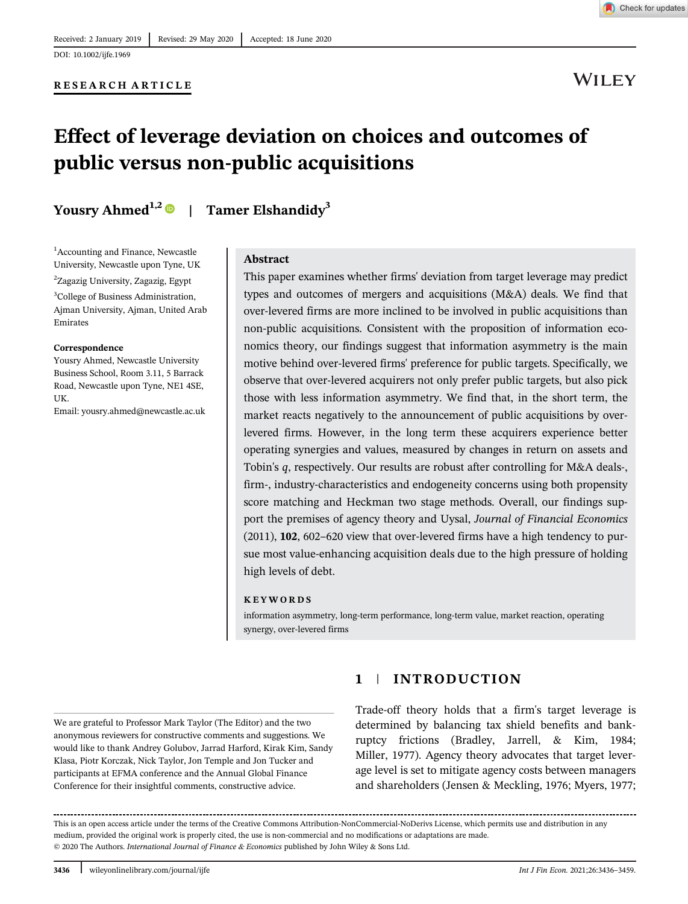Received: 2 January 2019 | Revised: 29 May 2020 | Accepted: 18 June 2020

DOI: 10.1002/ijfe.1969

**RESEARCH ARTICLE**

# Effect of leverage deviation on choices and outcomes of public versus non-public acquisitions

**Yousry Ahmed**[1,2] | **Tamer Elshandidy**[3]

[1]Accounting and Finance, Newcastle University, Newcastle upon Tyne, UK

[2]Zagazig University, Zagazig, Egypt

[3]College of Business Administration, Ajman University, Ajman, United Arab Emirates

**Correspondence**

Yousry Ahmed, Newcastle University Business School, Room 3.11, 5 Barrack Road, Newcastle upon Tyne, NE1 4SE, UK.

Email: yousry.ahmed@newcastle.ac.uk

## Abstract

This paper examines whether firms' deviation from target leverage may predict types and outcomes of mergers and acquisitions (M&A) deals. We find that over-levered firms are more inclined to be involved in public acquisitions than non-public acquisitions. Consistent with the proposition of information economics theory, our findings suggest that information asymmetry is the main motive behind over-levered firms' preference for public targets. Specifically, we observe that over-levered acquirers not only prefer public targets, but also pick those with less information asymmetry. We find that, in the short term, the market reacts negatively to the announcement of public acquisitions by over-levered firms. However, in the long term these acquirers experience better operating synergies and values, measured by changes in return on assets and Tobin's $q$, respectively. Our results are robust after controlling for M&A deals-, firm-, industry-characteristics and endogeneity concerns using both propensity score matching and Heckman two stage methods. Overall, our findings support the premises of agency theory and Uysal, *Journal of Financial Economics* (2011), **102**, 602–620 view that over-levered firms have a high tendency to pursue most value-enhancing acquisition deals due to the high pressure of holding high levels of debt.

**KEYWORDS**

information asymmetry, long-term performance, long-term value, market reaction, operating synergy, over-levered firms

## 1 | INTRODUCTION

Trade-off theory holds that a firm's target leverage is determined by balancing tax shield benefits and bankruptcy frictions (Bradley, Jarrell, & Kim, 1984; Miller, 1977). Agency theory advocates that target leverage level is set to mitigate agency costs between managers and shareholders (Jensen & Meckling, 1976; Myers, 1977;

We are grateful to Professor Mark Taylor (The Editor) and the two anonymous reviewers for constructive comments and suggestions. We would like to thank Andrey Golubov, Jarrad Harford, Kirak Kim, Sandy Klasa, Piotr Korczak, Nick Taylor, Jon Temple and Jon Tucker and participants at EFMA conference and the Annual Global Finance Conference for their insightful comments, constructive advice.

This is an open access article under the terms of the Creative Commons Attribution-NonCommercial-NoDerivs License, which permits use and distribution in any medium, provided the original work is properly cited, the use is non-commercial and no modifications or adaptations are made.

© 2020 The Authors. *International Journal of Finance & Economics* published by John Wiley & Sons Ltd.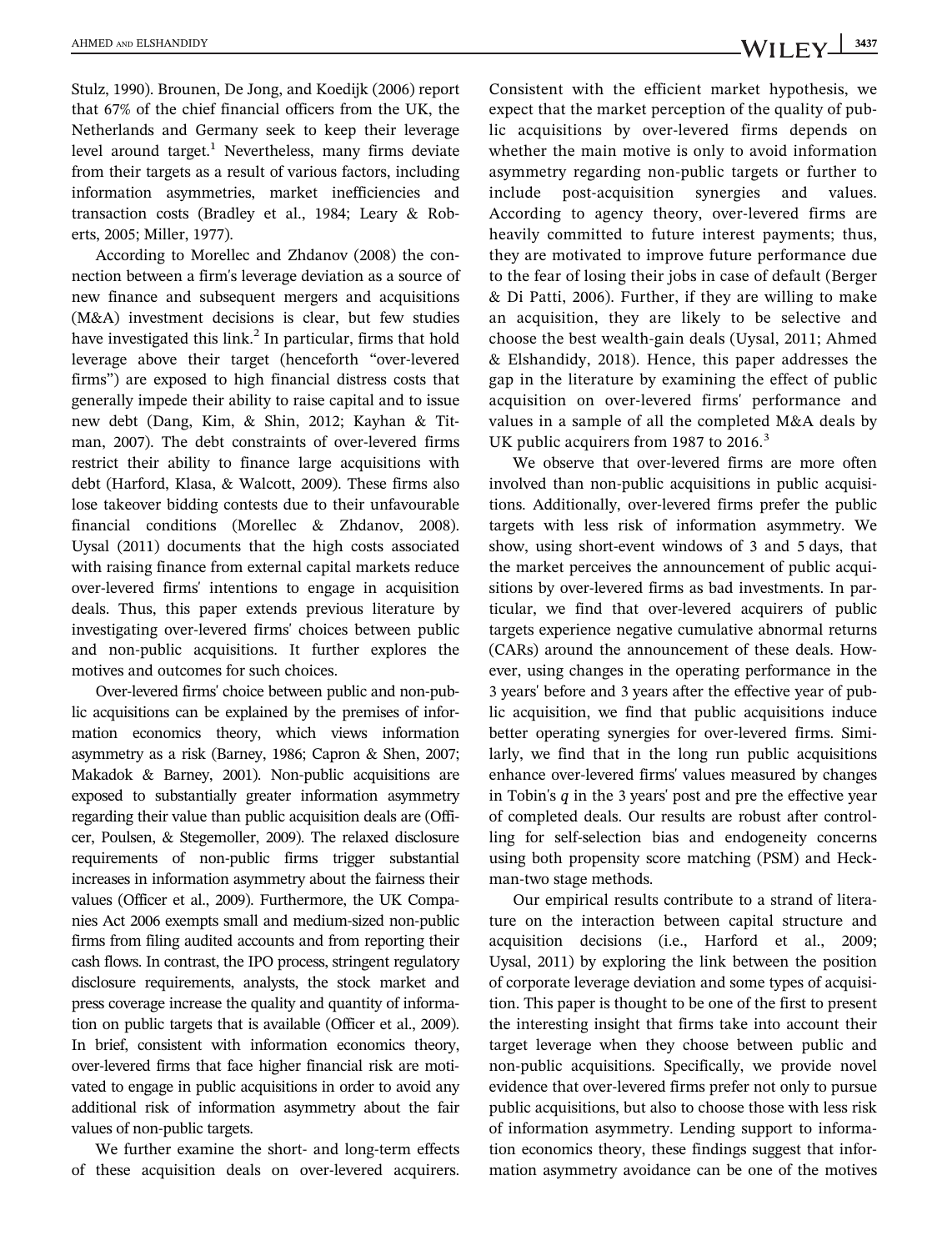Stulz, 1990). Brounen, De Jong, and Koedijk (2006) report that 67% of the chief financial officers from the UK, the Netherlands and Germany seek to keep their leverage level around target.[1] Nevertheless, many firms deviate from their targets as a result of various factors, including information asymmetries, market inefficiencies and transaction costs (Bradley et al., 1984; Leary & Roberts, 2005; Miller, 1977).

According to Morellec and Zhdanov (2008) the connection between a firm's leverage deviation as a source of new finance and subsequent mergers and acquisitions (M&A) investment decisions is clear, but few studies have investigated this link.[2] In particular, firms that hold leverage above their target (henceforth "over-levered firms") are exposed to high financial distress costs that generally impede their ability to raise capital and to issue new debt (Dang, Kim, & Shin, 2012; Kayhan & Titman, 2007). The debt constraints of over-levered firms restrict their ability to finance large acquisitions with debt (Harford, Klasa, & Walcott, 2009). These firms also lose takeover bidding contests due to their unfavourable financial conditions (Morellec & Zhdanov, 2008). Uysal (2011) documents that the high costs associated with raising finance from external capital markets reduce over-levered firms' intentions to engage in acquisition deals. Thus, this paper extends previous literature by investigating over-levered firms' choices between public and non-public acquisitions. It further explores the motives and outcomes for such choices.

Over-levered firms' choice between public and non-public acquisitions can be explained by the premises of information economics theory, which views information asymmetry as a risk (Barney, 1986; Capron & Shen, 2007; Makadok & Barney, 2001). Non-public acquisitions are exposed to substantially greater information asymmetry regarding their value than public acquisition deals are (Officer, Poulsen, & Stegemoller, 2009). The relaxed disclosure requirements of non-public firms trigger substantial increases in information asymmetry about the fairness their values (Officer et al., 2009). Furthermore, the UK Companies Act 2006 exempts small and medium-sized non-public firms from filing audited accounts and from reporting their cash flows. In contrast, the IPO process, stringent regulatory disclosure requirements, analysts, the stock market and press coverage increase the quality and quantity of information on public targets that is available (Officer et al., 2009). In brief, consistent with information economics theory, over-levered firms that face higher financial risk are motivated to engage in public acquisitions in order to avoid any additional risk of information asymmetry about the fair values of non-public targets.

We further examine the short- and long-term effects of these acquisition deals on over-levered acquirers. Consistent with the efficient market hypothesis, we expect that the market perception of the quality of public acquisitions by over-levered firms depends on whether the main motive is only to avoid information asymmetry regarding non-public targets or further to include post-acquisition synergies and values. According to agency theory, over-levered firms are heavily committed to future interest payments; thus, they are motivated to improve future performance due to the fear of losing their jobs in case of default (Berger & Di Patti, 2006). Further, if they are willing to make an acquisition, they are likely to be selective and choose the best wealth-gain deals (Uysal, 2011; Ahmed & Elshandidy, 2018). Hence, this paper addresses the gap in the literature by examining the effect of public acquisition on over-levered firms' performance and values in a sample of all the completed M&A deals by UK public acquirers from 1987 to 2016.[3]

We observe that over-levered firms are more often involved than non-public acquisitions in public acquisitions. Additionally, over-levered firms prefer the public targets with less risk of information asymmetry. We show, using short-event windows of 3 and 5 days, that the market perceives the announcement of public acquisitions by over-levered firms as bad investments. In particular, we find that over-levered acquirers of public targets experience negative cumulative abnormal returns (CARs) around the announcement of these deals. However, using changes in the operating performance in the 3 years' before and 3 years after the effective year of public acquisition, we find that public acquisitions induce better operating synergies for over-levered firms. Similarly, we find that in the long run public acquisitions enhance over-levered firms' values measured by changes in Tobin's *q* in the 3 years' post and pre the effective year of completed deals. Our results are robust after controlling for self-selection bias and endogeneity concerns using both propensity score matching (PSM) and Heckman-two stage methods.

Our empirical results contribute to a strand of literature on the interaction between capital structure and acquisition decisions (i.e., Harford et al., 2009; Uysal, 2011) by exploring the link between the position of corporate leverage deviation and some types of acquisition. This paper is thought to be one of the first to present the interesting insight that firms take into account their target leverage when they choose between public and non-public acquisitions. Specifically, we provide novel evidence that over-levered firms prefer not only to pursue public acquisitions, but also to choose those with less risk of information asymmetry. Lending support to information economics theory, these findings suggest that information asymmetry avoidance can be one of the motives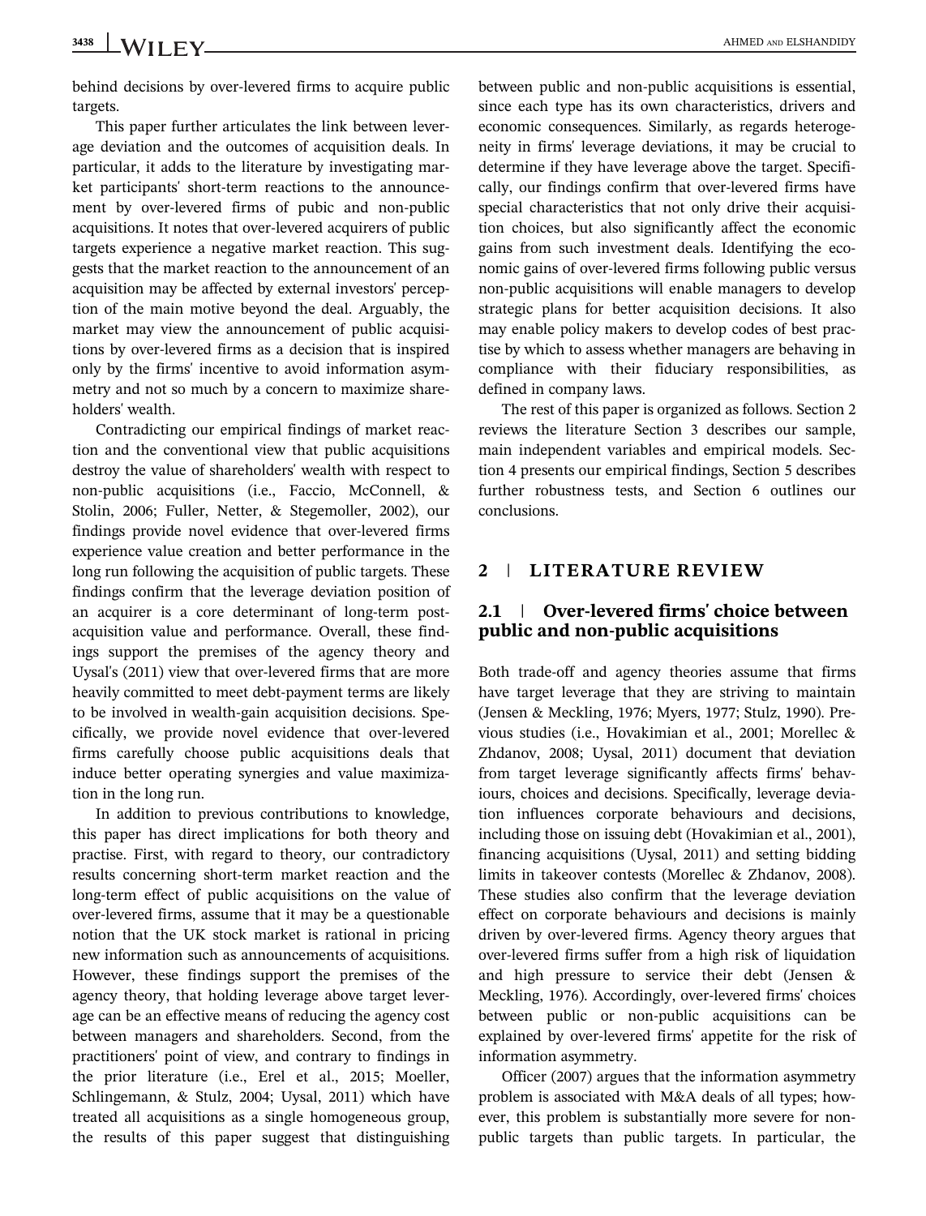behind decisions by over-levered firms to acquire public targets.

This paper further articulates the link between leverage deviation and the outcomes of acquisition deals. In particular, it adds to the literature by investigating market participants' short-term reactions to the announcement by over-levered firms of pubic and non-public acquisitions. It notes that over-levered acquirers of public targets experience a negative market reaction. This suggests that the market reaction to the announcement of an acquisition may be affected by external investors' perception of the main motive beyond the deal. Arguably, the market may view the announcement of public acquisitions by over-levered firms as a decision that is inspired only by the firms' incentive to avoid information asymmetry and not so much by a concern to maximize shareholders' wealth.

Contradicting our empirical findings of market reaction and the conventional view that public acquisitions destroy the value of shareholders' wealth with respect to non-public acquisitions (i.e., Faccio, McConnell, & Stolin, 2006; Fuller, Netter, & Stegemoller, 2002), our findings provide novel evidence that over-levered firms experience value creation and better performance in the long run following the acquisition of public targets. These findings confirm that the leverage deviation position of an acquirer is a core determinant of long-term post-acquisition value and performance. Overall, these findings support the premises of the agency theory and Uysal's (2011) view that over-levered firms that are more heavily committed to meet debt-payment terms are likely to be involved in wealth-gain acquisition decisions. Specifically, we provide novel evidence that over-levered firms carefully choose public acquisitions deals that induce better operating synergies and value maximization in the long run.

In addition to previous contributions to knowledge, this paper has direct implications for both theory and practise. First, with regard to theory, our contradictory results concerning short-term market reaction and the long-term effect of public acquisitions on the value of over-levered firms, assume that it may be a questionable notion that the UK stock market is rational in pricing new information such as announcements of acquisitions. However, these findings support the premises of the agency theory, that holding leverage above target leverage can be an effective means of reducing the agency cost between managers and shareholders. Second, from the practitioners' point of view, and contrary to findings in the prior literature (i.e., Erel et al., 2015; Moeller, Schlingemann, & Stulz, 2004; Uysal, 2011) which have treated all acquisitions as a single homogeneous group, the results of this paper suggest that distinguishing between public and non-public acquisitions is essential, since each type has its own characteristics, drivers and economic consequences. Similarly, as regards heterogeneity in firms' leverage deviations, it may be crucial to determine if they have leverage above the target. Specifically, our findings confirm that over-levered firms have special characteristics that not only drive their acquisition choices, but also significantly affect the economic gains from such investment deals. Identifying the economic gains of over-levered firms following public versus non-public acquisitions will enable managers to develop strategic plans for better acquisition decisions. It also may enable policy makers to develop codes of best practise by which to assess whether managers are behaving in compliance with their fiduciary responsibilities, as defined in company laws.

The rest of this paper is organized as follows. Section 2 reviews the literature Section 3 describes our sample, main independent variables and empirical models. Section 4 presents our empirical findings, Section 5 describes further robustness tests, and Section 6 outlines our conclusions.

## 2 | LITERATURE REVIEW

### 2.1 | Over-levered firms' choice between public and non-public acquisitions

Both trade-off and agency theories assume that firms have target leverage that they are striving to maintain (Jensen & Meckling, 1976; Myers, 1977; Stulz, 1990). Previous studies (i.e., Hovakimian et al., 2001; Morellec & Zhdanov, 2008; Uysal, 2011) document that deviation from target leverage significantly affects firms' behaviours, choices and decisions. Specifically, leverage deviation influences corporate behaviours and decisions, including those on issuing debt (Hovakimian et al., 2001), financing acquisitions (Uysal, 2011) and setting bidding limits in takeover contests (Morellec & Zhdanov, 2008). These studies also confirm that the leverage deviation effect on corporate behaviours and decisions is mainly driven by over-levered firms. Agency theory argues that over-levered firms suffer from a high risk of liquidation and high pressure to service their debt (Jensen & Meckling, 1976). Accordingly, over-levered firms' choices between public or non-public acquisitions can be explained by over-levered firms' appetite for the risk of information asymmetry.

Officer (2007) argues that the information asymmetry problem is associated with M&A deals of all types; however, this problem is substantially more severe for non-public targets than public targets. In particular, the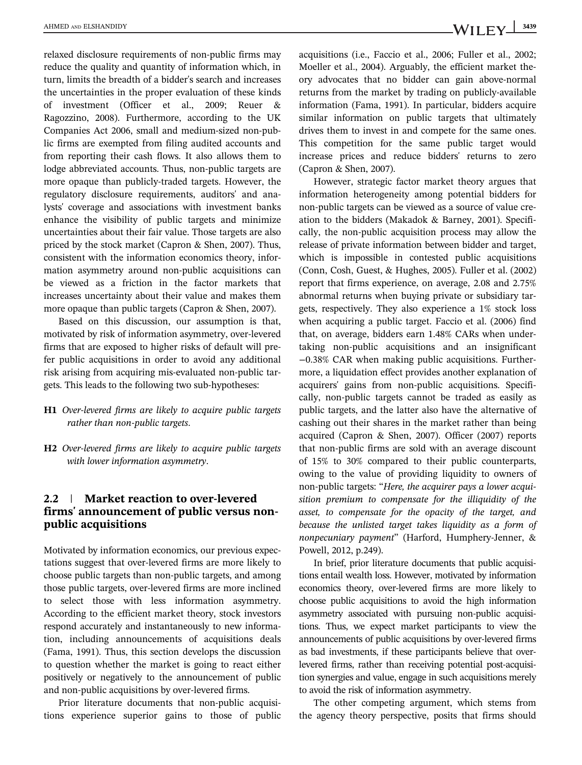relaxed disclosure requirements of non-public firms may reduce the quality and quantity of information which, in turn, limits the breadth of a bidder's search and increases the uncertainties in the proper evaluation of these kinds of investment (Officer et al., 2009; Reuer & Ragozzino, 2008). Furthermore, according to the UK Companies Act 2006, small and medium-sized non-public firms are exempted from filing audited accounts and from reporting their cash flows. It also allows them to lodge abbreviated accounts. Thus, non-public targets are more opaque than publicly-traded targets. However, the regulatory disclosure requirements, auditors' and analysts' coverage and associations with investment banks enhance the visibility of public targets and minimize uncertainties about their fair value. Those targets are also priced by the stock market (Capron & Shen, 2007). Thus, consistent with the information economics theory, information asymmetry around non-public acquisitions can be viewed as a friction in the factor markets that increases uncertainty about their value and makes them more opaque than public targets (Capron & Shen, 2007).

Based on this discussion, our assumption is that, motivated by risk of information asymmetry, over-levered firms that are exposed to higher risks of default will prefer public acquisitions in order to avoid any additional risk arising from acquiring mis-evaluated non-public targets. This leads to the following two sub-hypotheses:

**H1** *Over-levered firms are likely to acquire public targets rather than non-public targets.*

**H2** *Over-levered firms are likely to acquire public targets with lower information asymmetry.*

## 2.2 | Market reaction to over-levered firms' announcement of public versus non-public acquisitions

Motivated by information economics, our previous expectations suggest that over-levered firms are more likely to choose public targets than non-public targets, and among those public targets, over-levered firms are more inclined to select those with less information asymmetry. According to the efficient market theory, stock investors respond accurately and instantaneously to new information, including announcements of acquisitions deals (Fama, 1991). Thus, this section develops the discussion to question whether the market is going to react either positively or negatively to the announcement of public and non-public acquisitions by over-levered firms.

Prior literature documents that non-public acquisitions experience superior gains to those of public acquisitions (i.e., Faccio et al., 2006; Fuller et al., 2002; Moeller et al., 2004). Arguably, the efficient market theory advocates that no bidder can gain above-normal returns from the market by trading on publicly-available information (Fama, 1991). In particular, bidders acquire similar information on public targets that ultimately drives them to invest in and compete for the same ones. This competition for the same public target would increase prices and reduce bidders' returns to zero (Capron & Shen, 2007).

However, strategic factor market theory argues that information heterogeneity among potential bidders for non-public targets can be viewed as a source of value creation to the bidders (Makadok & Barney, 2001). Specifically, the non-public acquisition process may allow the release of private information between bidder and target, which is impossible in contested public acquisitions (Conn, Cosh, Guest, & Hughes, 2005). Fuller et al. (2002) report that firms experience, on average, 2.08 and 2.75% abnormal returns when buying private or subsidiary targets, respectively. They also experience a 1% stock loss when acquiring a public target. Faccio et al. (2006) find that, on average, bidders earn 1.48% CARs when undertaking non-public acquisitions and an insignificant −0.38% CAR when making public acquisitions. Furthermore, a liquidation effect provides another explanation of acquirers' gains from non-public acquisitions. Specifically, non-public targets cannot be traded as easily as public targets, and the latter also have the alternative of cashing out their shares in the market rather than being acquired (Capron & Shen, 2007). Officer (2007) reports that non-public firms are sold with an average discount of 15% to 30% compared to their public counterparts, owing to the value of providing liquidity to owners of non-public targets: "*Here, the acquirer pays a lower acquisition premium to compensate for the illiquidity of the asset, to compensate for the opacity of the target, and because the unlisted target takes liquidity as a form of nonpecuniary payment*" (Harford, Humphery-Jenner, & Powell, 2012, p.249).

In brief, prior literature documents that public acquisitions entail wealth loss. However, motivated by information economics theory, over-levered firms are more likely to choose public acquisitions to avoid the high information asymmetry associated with pursuing non-public acquisitions. Thus, we expect market participants to view the announcements of public acquisitions by over-levered firms as bad investments, if these participants believe that over-levered firms, rather than receiving potential post-acquisition synergies and value, engage in such acquisitions merely to avoid the risk of information asymmetry.

The other competing argument, which stems from the agency theory perspective, posits that firms should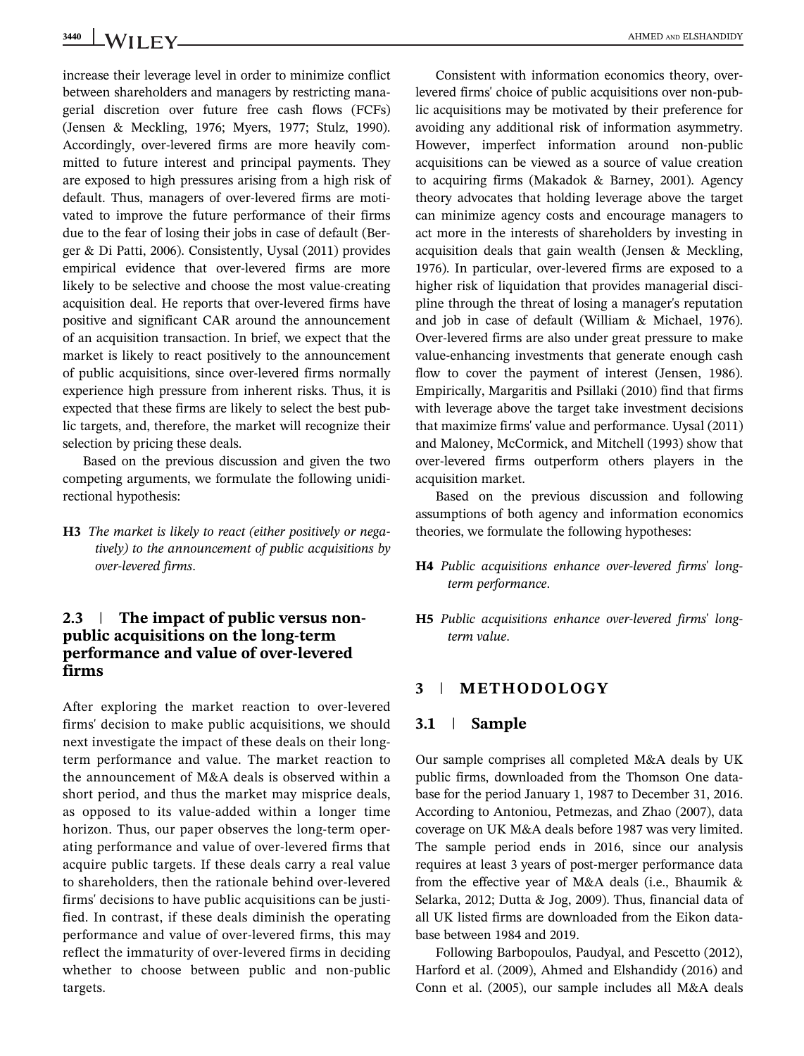increase their leverage level in order to minimize conflict between shareholders and managers by restricting managerial discretion over future free cash flows (FCFs) (Jensen & Meckling, 1976; Myers, 1977; Stulz, 1990). Accordingly, over-levered firms are more heavily committed to future interest and principal payments. They are exposed to high pressures arising from a high risk of default. Thus, managers of over-levered firms are motivated to improve the future performance of their firms due to the fear of losing their jobs in case of default (Berger & Di Patti, 2006). Consistently, Uysal (2011) provides empirical evidence that over-levered firms are more likely to be selective and choose the most value-creating acquisition deal. He reports that over-levered firms have positive and significant CAR around the announcement of an acquisition transaction. In brief, we expect that the market is likely to react positively to the announcement of public acquisitions, since over-levered firms normally experience high pressure from inherent risks. Thus, it is expected that these firms are likely to select the best public targets, and, therefore, the market will recognize their selection by pricing these deals.

Based on the previous discussion and given the two competing arguments, we formulate the following unidirectional hypothesis:

**H3** *The market is likely to react (either positively or negatively) to the announcement of public acquisitions by over-levered firms*.

### 2.3 | The impact of public versus non-public acquisitions on the long-term performance and value of over-levered firms

After exploring the market reaction to over-levered firms' decision to make public acquisitions, we should next investigate the impact of these deals on their long-term performance and value. The market reaction to the announcement of M&A deals is observed within a short period, and thus the market may misprice deals, as opposed to its value-added within a longer time horizon. Thus, our paper observes the long-term operating performance and value of over-levered firms that acquire public targets. If these deals carry a real value to shareholders, then the rationale behind over-levered firms' decisions to have public acquisitions can be justified. In contrast, if these deals diminish the operating performance and value of over-levered firms, this may reflect the immaturity of over-levered firms in deciding whether to choose between public and non-public targets.

Consistent with information economics theory, over-levered firms' choice of public acquisitions over non-public acquisitions may be motivated by their preference for avoiding any additional risk of information asymmetry. However, imperfect information around non-public acquisitions can be viewed as a source of value creation to acquiring firms (Makadok & Barney, 2001). Agency theory advocates that holding leverage above the target can minimize agency costs and encourage managers to act more in the interests of shareholders by investing in acquisition deals that gain wealth (Jensen & Meckling, 1976). In particular, over-levered firms are exposed to a higher risk of liquidation that provides managerial discipline through the threat of losing a manager's reputation and job in case of default (William & Michael, 1976). Over-levered firms are also under great pressure to make value-enhancing investments that generate enough cash flow to cover the payment of interest (Jensen, 1986). Empirically, Margaritis and Psillaki (2010) find that firms with leverage above the target take investment decisions that maximize firms' value and performance. Uysal (2011) and Maloney, McCormick, and Mitchell (1993) show that over-levered firms outperform others players in the acquisition market.

Based on the previous discussion and following assumptions of both agency and information economics theories, we formulate the following hypotheses:

**H4** *Public acquisitions enhance over-levered firms' long-term performance*.

**H5** *Public acquisitions enhance over-levered firms' long-term value*.

## 3 | METHODOLOGY

### 3.1 | Sample

Our sample comprises all completed M&A deals by UK public firms, downloaded from the Thomson One database for the period January 1, 1987 to December 31, 2016. According to Antoniou, Petmezas, and Zhao (2007), data coverage on UK M&A deals before 1987 was very limited. The sample period ends in 2016, since our analysis requires at least 3 years of post-merger performance data from the effective year of M&A deals (i.e., Bhaumik & Selarka, 2012; Dutta & Jog, 2009). Thus, financial data of all UK listed firms are downloaded from the Eikon database between 1984 and 2019.

Following Barbopoulos, Paudyal, and Pescetto (2012), Harford et al. (2009), Ahmed and Elshandidy (2016) and Conn et al. (2005), our sample includes all M&A deals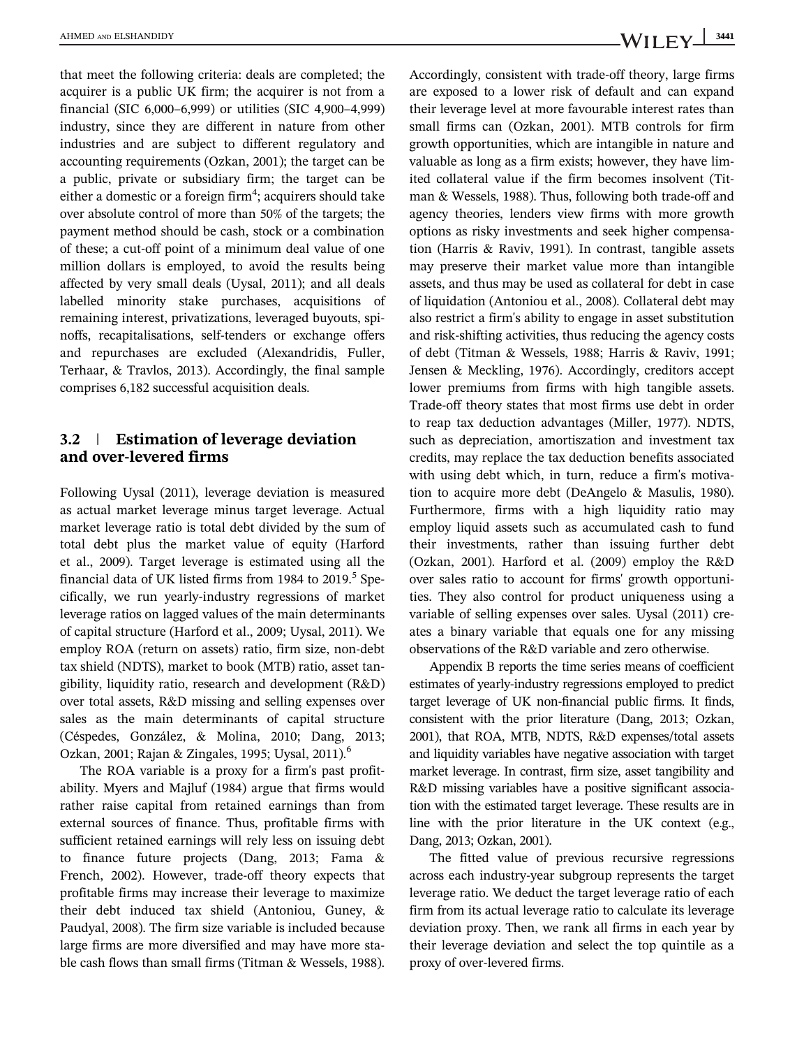that meet the following criteria: deals are completed; the acquirer is a public UK firm; the acquirer is not from a financial (SIC 6,000–6,999) or utilities (SIC 4,900–4,999) industry, since they are different in nature from other industries and are subject to different regulatory and accounting requirements (Ozkan, 2001); the target can be a public, private or subsidiary firm; the target can be either a domestic or a foreign firm[4]; acquirers should take over absolute control of more than 50% of the targets; the payment method should be cash, stock or a combination of these; a cut-off point of a minimum deal value of one million dollars is employed, to avoid the results being affected by very small deals (Uysal, 2011); and all deals labelled minority stake purchases, acquisitions of remaining interest, privatizations, leveraged buyouts, spinoffs, recapitalisations, self-tenders or exchange offers and repurchases are excluded (Alexandridis, Fuller, Terhaar, & Travlos, 2013). Accordingly, the final sample comprises 6,182 successful acquisition deals.

### 3.2 | Estimation of leverage deviation and over-levered firms

Following Uysal (2011), leverage deviation is measured as actual market leverage minus target leverage. Actual market leverage ratio is total debt divided by the sum of total debt plus the market value of equity (Harford et al., 2009). Target leverage is estimated using all the financial data of UK listed firms from 1984 to 2019.[5] Specifically, we run yearly-industry regressions of market leverage ratios on lagged values of the main determinants of capital structure (Harford et al., 2009; Uysal, 2011). We employ ROA (return on assets) ratio, firm size, non-debt tax shield (NDTS), market to book (MTB) ratio, asset tangibility, liquidity ratio, research and development (R&D) over total assets, R&D missing and selling expenses over sales as the main determinants of capital structure (Céspedes, González, & Molina, 2010; Dang, 2013; Ozkan, 2001; Rajan & Zingales, 1995; Uysal, 2011).[6]

The ROA variable is a proxy for a firm's past profitability. Myers and Majluf (1984) argue that firms would rather raise capital from retained earnings than from external sources of finance. Thus, profitable firms with sufficient retained earnings will rely less on issuing debt to finance future projects (Dang, 2013; Fama & French, 2002). However, trade-off theory expects that profitable firms may increase their leverage to maximize their debt induced tax shield (Antoniou, Guney, & Paudyal, 2008). The firm size variable is included because large firms are more diversified and may have more stable cash flows than small firms (Titman & Wessels, 1988). Accordingly, consistent with trade-off theory, large firms are exposed to a lower risk of default and can expand their leverage level at more favourable interest rates than small firms can (Ozkan, 2001). MTB controls for firm growth opportunities, which are intangible in nature and valuable as long as a firm exists; however, they have limited collateral value if the firm becomes insolvent (Titman & Wessels, 1988). Thus, following both trade-off and agency theories, lenders view firms with more growth options as risky investments and seek higher compensation (Harris & Raviv, 1991). In contrast, tangible assets may preserve their market value more than intangible assets, and thus may be used as collateral for debt in case of liquidation (Antoniou et al., 2008). Collateral debt may also restrict a firm's ability to engage in asset substitution and risk-shifting activities, thus reducing the agency costs of debt (Titman & Wessels, 1988; Harris & Raviv, 1991; Jensen & Meckling, 1976). Accordingly, creditors accept lower premiums from firms with high tangible assets. Trade-off theory states that most firms use debt in order to reap tax deduction advantages (Miller, 1977). NDTS, such as depreciation, amortiszation and investment tax credits, may replace the tax deduction benefits associated with using debt which, in turn, reduce a firm's motivation to acquire more debt (DeAngelo & Masulis, 1980). Furthermore, firms with a high liquidity ratio may employ liquid assets such as accumulated cash to fund their investments, rather than issuing further debt (Ozkan, 2001). Harford et al. (2009) employ the R&D over sales ratio to account for firms' growth opportunities. They also control for product uniqueness using a variable of selling expenses over sales. Uysal (2011) creates a binary variable that equals one for any missing observations of the R&D variable and zero otherwise.

Appendix B reports the time series means of coefficient estimates of yearly-industry regressions employed to predict target leverage of UK non-financial public firms. It finds, consistent with the prior literature (Dang, 2013; Ozkan, 2001), that ROA, MTB, NDTS, R&D expenses/total assets and liquidity variables have negative association with target market leverage. In contrast, firm size, asset tangibility and R&D missing variables have a positive significant association with the estimated target leverage. These results are in line with the prior literature in the UK context (e.g., Dang, 2013; Ozkan, 2001).

The fitted value of previous recursive regressions across each industry-year subgroup represents the target leverage ratio. We deduct the target leverage ratio of each firm from its actual leverage ratio to calculate its leverage deviation proxy. Then, we rank all firms in each year by their leverage deviation and select the top quintile as a proxy of over-levered firms.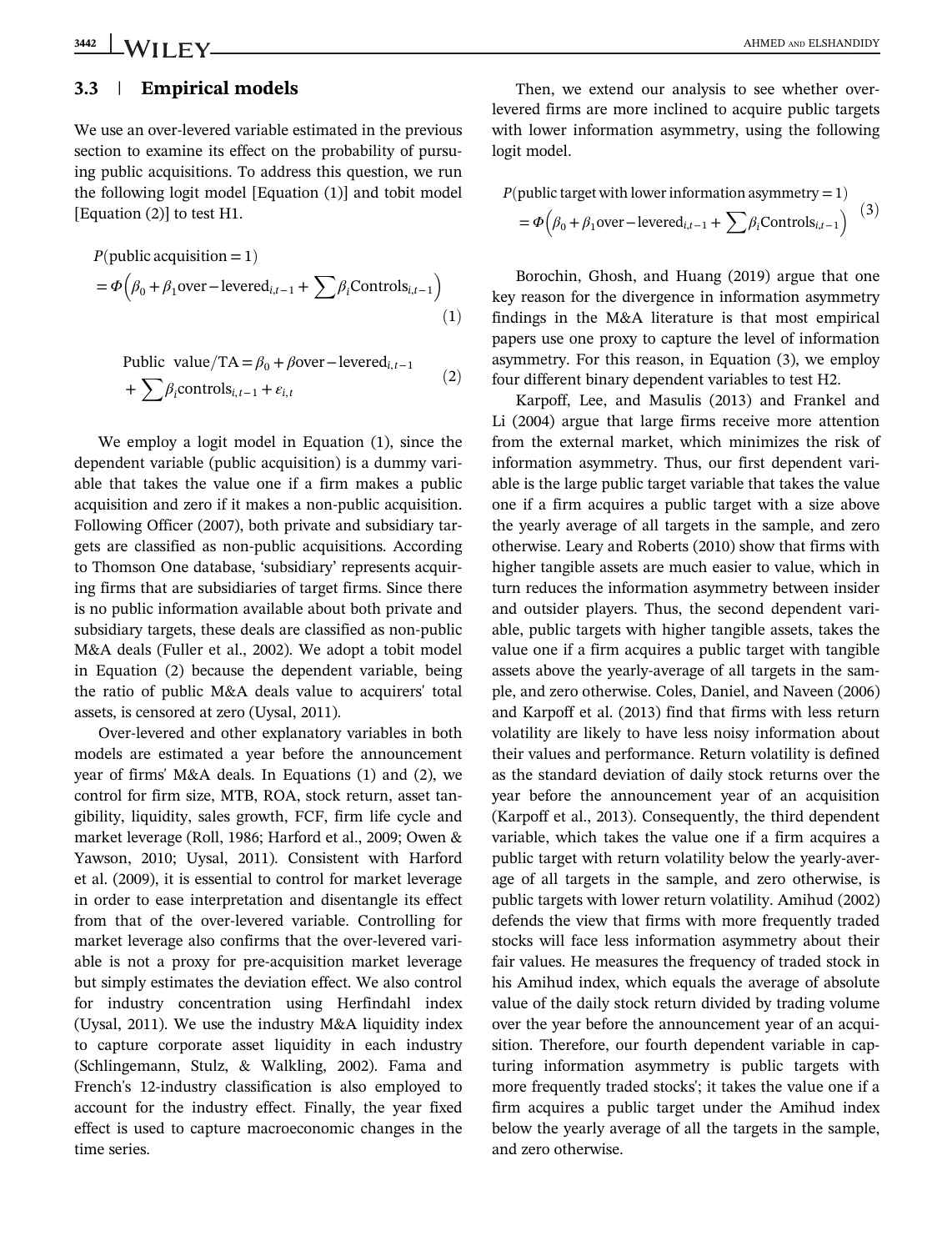### 3.3 | Empirical models

We use an over-levered variable estimated in the previous section to examine its effect on the probability of pursuing public acquisitions. To address this question, we run the following logit model [Equation (1)] and tobit model [Equation (2)] to test H1.

$$P(\text{public acquisition} = 1) = \Phi\left(\beta_0 + \beta_1 \text{over-levered}_{i,t-1} + \sum \beta_i \text{Controls}_{i,t-1}\right) \quad (1)$$

$$\text{Public value/TA} = \beta_0 + \beta \text{over-levered}_{i,t-1} + \sum \beta_i \text{controls}_{i,t-1} + \varepsilon_{i,t} \quad (2)$$

We employ a logit model in Equation (1), since the dependent variable (public acquisition) is a dummy variable that takes the value one if a firm makes a public acquisition and zero if it makes a non-public acquisition. Following Officer (2007), both private and subsidiary targets are classified as non-public acquisitions. According to Thomson One database, 'subsidiary' represents acquiring firms that are subsidiaries of target firms. Since there is no public information available about both private and subsidiary targets, these deals are classified as non-public M&A deals (Fuller et al., 2002). We adopt a tobit model in Equation (2) because the dependent variable, being the ratio of public M&A deals value to acquirers' total assets, is censored at zero (Uysal, 2011).

Over-levered and other explanatory variables in both models are estimated a year before the announcement year of firms' M&A deals. In Equations (1) and (2), we control for firm size, MTB, ROA, stock return, asset tangibility, liquidity, sales growth, FCF, firm life cycle and market leverage (Roll, 1986; Harford et al., 2009; Owen & Yawson, 2010; Uysal, 2011). Consistent with Harford et al. (2009), it is essential to control for market leverage in order to ease interpretation and disentangle its effect from that of the over-levered variable. Controlling for market leverage also confirms that the over-levered variable is not a proxy for pre-acquisition market leverage but simply estimates the deviation effect. We also control for industry concentration using Herfindahl index (Uysal, 2011). We use the industry M&A liquidity index to capture corporate asset liquidity in each industry (Schlingemann, Stulz, & Walkling, 2002). Fama and French's 12-industry classification is also employed to account for the industry effect. Finally, the year fixed effect is used to capture macroeconomic changes in the time series.

Then, we extend our analysis to see whether over-levered firms are more inclined to acquire public targets with lower information asymmetry, using the following logit model.

$$P(\text{public target with lower information asymmetry} = 1) = \Phi\left(\beta_0 + \beta_1 \text{over-levered}_{i,t-1} + \sum \beta_i \text{Controls}_{i,t-1}\right) \quad (3)$$

Borochin, Ghosh, and Huang (2019) argue that one key reason for the divergence in information asymmetry findings in the M&A literature is that most empirical papers use one proxy to capture the level of information asymmetry. For this reason, in Equation (3), we employ four different binary dependent variables to test H2.

Karpoff, Lee, and Masulis (2013) and Frankel and Li (2004) argue that large firms receive more attention from the external market, which minimizes the risk of information asymmetry. Thus, our first dependent variable is the large public target variable that takes the value one if a firm acquires a public target with a size above the yearly average of all targets in the sample, and zero otherwise. Leary and Roberts (2010) show that firms with higher tangible assets are much easier to value, which in turn reduces the information asymmetry between insider and outsider players. Thus, the second dependent variable, public targets with higher tangible assets, takes the value one if a firm acquires a public target with tangible assets above the yearly-average of all targets in the sample, and zero otherwise. Coles, Daniel, and Naveen (2006) and Karpoff et al. (2013) find that firms with less return volatility are likely to have less noisy information about their values and performance. Return volatility is defined as the standard deviation of daily stock returns over the year before the announcement year of an acquisition (Karpoff et al., 2013). Consequently, the third dependent variable, which takes the value one if a firm acquires a public target with return volatility below the yearly-average of all targets in the sample, and zero otherwise, is public targets with lower return volatility. Amihud (2002) defends the view that firms with more frequently traded stocks will face less information asymmetry about their fair values. He measures the frequency of traded stock in his Amihud index, which equals the average of absolute value of the daily stock return divided by trading volume over the year before the announcement year of an acquisition. Therefore, our fourth dependent variable in capturing information asymmetry is public targets with more frequently traded stocks'; it takes the value one if a firm acquires a public target under the Amihud index below the yearly average of all the targets in the sample, and zero otherwise.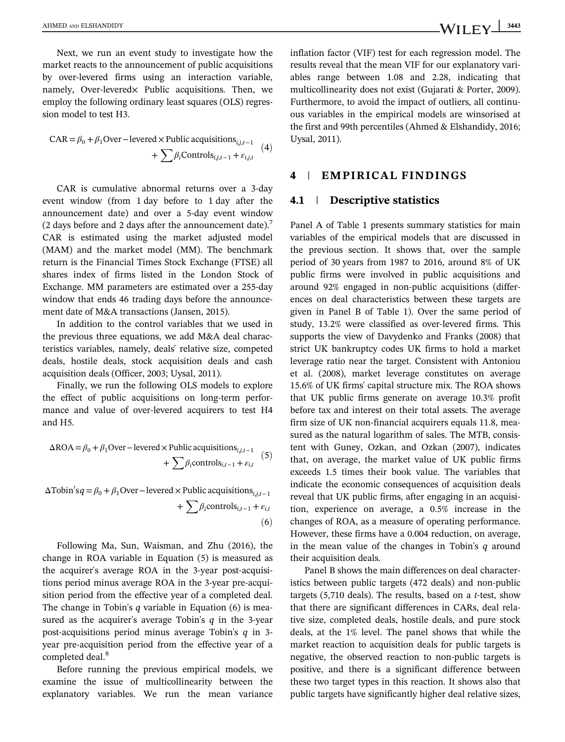Next, we run an event study to investigate how the market reacts to the announcement of public acquisitions by over-levered firms using an interaction variable, namely, Over-levered× Public acquisitions. Then, we employ the following ordinary least squares (OLS) regression model to test H3.

$$\text{CAR} = \beta_0 + \beta_1 \text{Over}-\text{levered} \times \text{Public acquisitions}_{i,j,t-1} + \sum \beta_i \text{Controls}_{i,j,t-1} + \varepsilon_{i,j,t} \quad (4)$$

CAR is cumulative abnormal returns over a 3-day event window (from 1 day before to 1 day after the announcement date) and over a 5-day event window (2 days before and 2 days after the announcement date).[7] CAR is estimated using the market adjusted model (MAM) and the market model (MM). The benchmark return is the Financial Times Stock Exchange (FTSE) all shares index of firms listed in the London Stock of Exchange. MM parameters are estimated over a 255-day window that ends 46 trading days before the announcement date of M&A transactions (Jansen, 2015).

In addition to the control variables that we used in the previous three equations, we add M&A deal characteristics variables, namely, deals' relative size, competed deals, hostile deals, stock acquisition deals and cash acquisition deals (Officer, 2003; Uysal, 2011).

Finally, we run the following OLS models to explore the effect of public acquisitions on long-term performance and value of over-levered acquirers to test H4 and H5.

$$\Delta\text{ROA} = \beta_0 + \beta_1 \text{Over}-\text{levered} \times \text{Public acquisitions}_{i,j,t-1} + \sum \beta_i \text{controls}_{i,t-1} + \varepsilon_{i,t} \quad (5)$$

$$\Delta\text{Tobin's}q = \beta_0 + \beta_1 \text{Over}-\text{levered} \times \text{Public acquisitions}_{i,j,t-1} + \sum \beta_i \text{controls}_{i,t-1} + \varepsilon_{i,t} \quad (6)$$

Following Ma, Sun, Waisman, and Zhu (2016), the change in ROA variable in Equation (5) is measured as the acquirer's average ROA in the 3-year post-acquisitions period minus average ROA in the 3-year pre-acquisition period from the effective year of a completed deal. The change in Tobin's $q$ variable in Equation (6) is measured as the acquirer's average Tobin's $q$ in the 3-year post-acquisitions period minus average Tobin's $q$ in 3-year pre-acquisition period from the effective year of a completed deal.[8]

Before running the previous empirical models, we examine the issue of multicollinearity between the explanatory variables. We run the mean variance inflation factor (VIF) test for each regression model. The results reveal that the mean VIF for our explanatory variables range between 1.08 and 2.28, indicating that multicollinearity does not exist (Gujarati & Porter, 2009). Furthermore, to avoid the impact of outliers, all continuous variables in the empirical models are winsorised at the first and 99th percentiles (Ahmed & Elshandidy, 2016; Uysal, 2011).

# 4 | EMPIRICAL FINDINGS

## 4.1 | Descriptive statistics

Panel A of Table 1 presents summary statistics for main variables of the empirical models that are discussed in the previous section. It shows that, over the sample period of 30 years from 1987 to 2016, around 8% of UK public firms were involved in public acquisitions and around 92% engaged in non-public acquisitions (differences on deal characteristics between these targets are given in Panel B of Table 1). Over the same period of study, 13.2% were classified as over-levered firms. This supports the view of Davydenko and Franks (2008) that strict UK bankruptcy codes UK firms to hold a market leverage ratio near the target. Consistent with Antoniou et al. (2008), market leverage constitutes on average 15.6% of UK firms' capital structure mix. The ROA shows that UK public firms generate on average 10.3% profit before tax and interest on their total assets. The average firm size of UK non-financial acquirers equals 11.8, measured as the natural logarithm of sales. The MTB, consistent with Guney, Ozkan, and Ozkan (2007), indicates that, on average, the market value of UK public firms exceeds 1.5 times their book value. The variables that indicate the economic consequences of acquisition deals reveal that UK public firms, after engaging in an acquisition, experience on average, a 0.5% increase in the changes of ROA, as a measure of operating performance. However, these firms have a 0.004 reduction, on average, in the mean value of the changes in Tobin's $q$ around their acquisition deals.

Panel B shows the main differences on deal characteristics between public targets (472 deals) and non-public targets (5,710 deals). The results, based on a $t$-test, show that there are significant differences in CARs, deal relative size, completed deals, hostile deals, and pure stock deals, at the 1% level. The panel shows that while the market reaction to acquisition deals for public targets is negative, the observed reaction to non-public targets is positive, and there is a significant difference between these two target types in this reaction. It shows also that public targets have significantly higher deal relative sizes,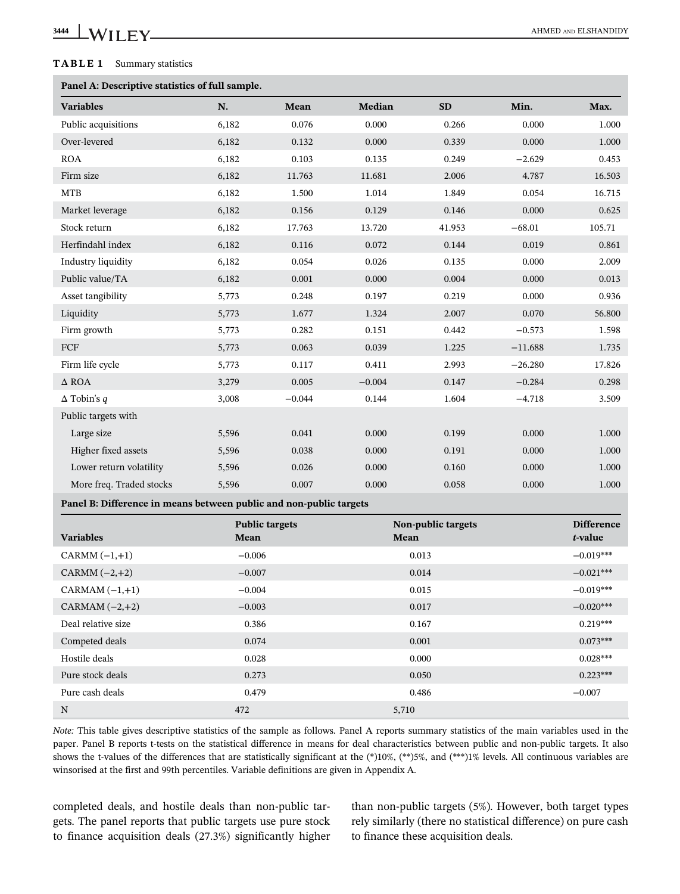**TABLE 1** Summary statistics

| Panel A: Descriptive statistics of full sample. | | | | | | |
|---|---|---|---|---|---|---|
| **Variables** | **N.** | **Mean** | **Median** | **SD** | **Min.** | **Max.** |
| Public acquisitions | 6,182 | 0.076 | 0.000 | 0.266 | 0.000 | 1.000 |
| Over-levered | 6,182 | 0.132 | 0.000 | 0.339 | 0.000 | 1.000 |
| ROA | 6,182 | 0.103 | 0.135 | 0.249 | −2.629 | 0.453 |
| Firm size | 6,182 | 11.763 | 11.681 | 2.006 | 4.787 | 16.503 |
| MTB | 6,182 | 1.500 | 1.014 | 1.849 | 0.054 | 16.715 |
| Market leverage | 6,182 | 0.156 | 0.129 | 0.146 | 0.000 | 0.625 |
| Stock return | 6,182 | 17.763 | 13.720 | 41.953 | −68.01 | 105.71 |
| Herfindahl index | 6,182 | 0.116 | 0.072 | 0.144 | 0.019 | 0.861 |
| Industry liquidity | 6,182 | 0.054 | 0.026 | 0.135 | 0.000 | 2.009 |
| Public value/TA | 6,182 | 0.001 | 0.000 | 0.004 | 0.000 | 0.013 |
| Asset tangibility | 5,773 | 0.248 | 0.197 | 0.219 | 0.000 | 0.936 |
| Liquidity | 5,773 | 1.677 | 1.324 | 2.007 | 0.070 | 56.800 |
| Firm growth | 5,773 | 0.282 | 0.151 | 0.442 | −0.573 | 1.598 |
| FCF | 5,773 | 0.063 | 0.039 | 1.225 | −11.688 | 1.735 |
| Firm life cycle | 5,773 | 0.117 | 0.411 | 2.993 | −26.280 | 17.826 |
| Δ ROA | 3,279 | 0.005 | −0.004 | 0.147 | −0.284 | 0.298 |
| Δ Tobin's *q* | 3,008 | −0.044 | 0.144 | 1.604 | −4.718 | 3.509 |
| Public targets with | | | | | | |
| Large size | 5,596 | 0.041 | 0.000 | 0.199 | 0.000 | 1.000 |
| Higher fixed assets | 5,596 | 0.038 | 0.000 | 0.191 | 0.000 | 1.000 |
| Lower return volatility | 5,596 | 0.026 | 0.000 | 0.160 | 0.000 | 1.000 |
| More freq. Traded stocks | 5,596 | 0.007 | 0.000 | 0.058 | 0.000 | 1.000 |

| Panel B: Difference in means between public and non-public targets | | | |
|---|---|---|---|
| **Variables** | **Public targets Mean** | **Non-public targets Mean** | **Difference *t*-value** |
| CARMM (−1,+1) | −0.006 | 0.013 | −0.019*** |
| CARMM (−2,+2) | −0.007 | 0.014 | −0.021*** |
| CARMAM (−1,+1) | −0.004 | 0.015 | −0.019*** |
| CARMAM (−2,+2) | −0.003 | 0.017 | −0.020*** |
| Deal relative size | 0.386 | 0.167 | 0.219*** |
| Competed deals | 0.074 | 0.001 | 0.073*** |
| Hostile deals | 0.028 | 0.000 | 0.028*** |
| Pure stock deals | 0.273 | 0.050 | 0.223*** |
| Pure cash deals | 0.479 | 0.486 | −0.007 |
| N | 472 | 5,710 | |

*Note:* This table gives descriptive statistics of the sample as follows. Panel A reports summary statistics of the main variables used in the paper. Panel B reports t-tests on the statistical difference in means for deal characteristics between public and non-public targets. It also shows the t-values of the differences that are statistically significant at the (*)10%, (**)5%, and (***)1% levels. All continuous variables are winsorised at the first and 99th percentiles. Variable definitions are given in Appendix A.

completed deals, and hostile deals than non-public targets. The panel reports that public targets use pure stock to finance acquisition deals (27.3%) significantly higher than non-public targets (5%). However, both target types rely similarly (there no statistical difference) on pure cash to finance these acquisition deals.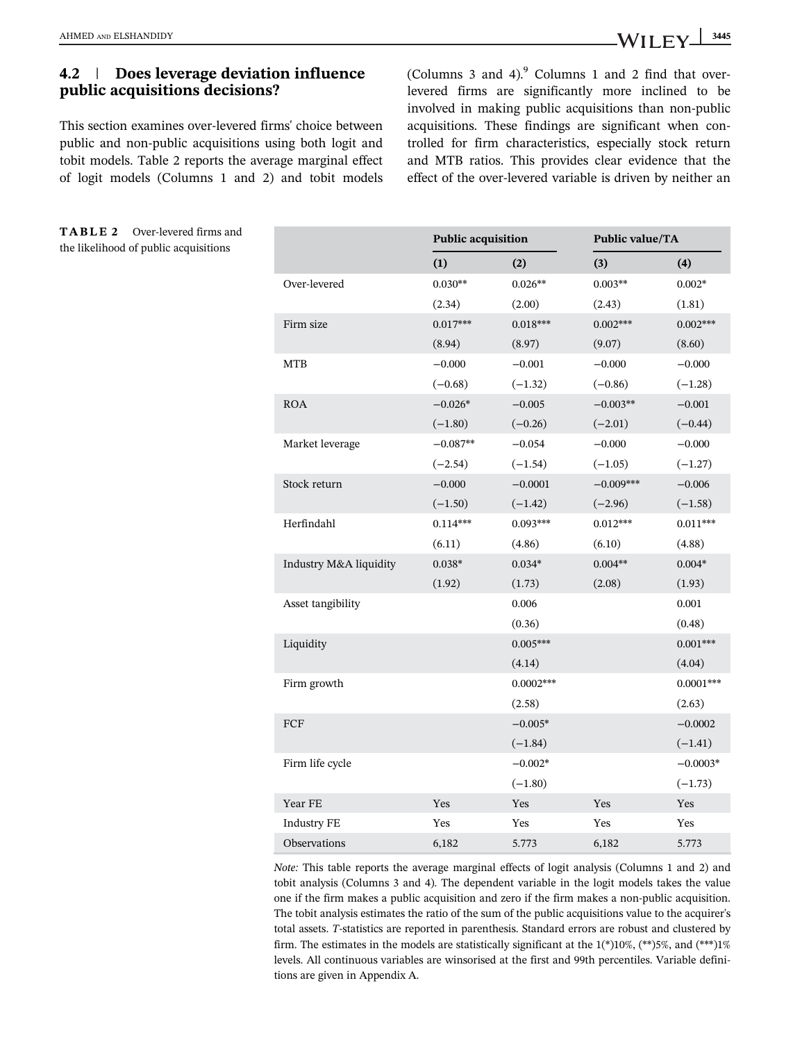### 4.2 | Does leverage deviation influence public acquisitions decisions?

This section examines over-levered firms' choice between public and non-public acquisitions using both logit and tobit models. Table 2 reports the average marginal effect of logit models (Columns 1 and 2) and tobit models (Columns 3 and 4).[9] Columns 1 and 2 find that over-levered firms are significantly more inclined to be involved in making public acquisitions than non-public acquisitions. These findings are significant when controlled for firm characteristics, especially stock return and MTB ratios. This provides clear evidence that the effect of the over-levered variable is driven by neither an

**TABLE 2** Over-levered firms and the likelihood of public acquisitions

| | Public acquisition | | Public value/TA | |
|---|---|---|---|---|
| | (1) | (2) | (3) | (4) |
| Over-levered | 0.030** | 0.026** | 0.003** | 0.002* |
| | (2.34) | (2.00) | (2.43) | (1.81) |
| Firm size | 0.017*** | 0.018*** | 0.002*** | 0.002*** |
| | (8.94) | (8.97) | (9.07) | (8.60) |
| MTB | −0.000 | −0.001 | −0.000 | −0.000 |
| | (−0.68) | (−1.32) | (−0.86) | (−1.28) |
| ROA | −0.026* | −0.005 | −0.003** | −0.001 |
| | (−1.80) | (−0.26) | (−2.01) | (−0.44) |
| Market leverage | −0.087** | −0.054 | −0.000 | −0.000 |
| | (−2.54) | (−1.54) | (−1.05) | (−1.27) |
| Stock return | −0.000 | −0.0001 | −0.009*** | −0.006 |
| | (−1.50) | (−1.42) | (−2.96) | (−1.58) |
| Herfindahl | 0.114*** | 0.093*** | 0.012*** | 0.011*** |
| | (6.11) | (4.86) | (6.10) | (4.88) |
| Industry M&A liquidity | 0.038* | 0.034* | 0.004** | 0.004* |
| | (1.92) | (1.73) | (2.08) | (1.93) |
| Asset tangibility | | 0.006 | | 0.001 |
| | | (0.36) | | (0.48) |
| Liquidity | | 0.005*** | | 0.001*** |
| | | (4.14) | | (4.04) |
| Firm growth | | 0.0002*** | | 0.0001*** |
| | | (2.58) | | (2.63) |
| FCF | | −0.005* | | −0.0002 |
| | | (−1.84) | | (−1.41) |
| Firm life cycle | | −0.002* | | −0.0003* |
| | | (−1.80) | | (−1.73) |
| Year FE | Yes | Yes | Yes | Yes |
| Industry FE | Yes | Yes | Yes | Yes |
| Observations | 6,182 | 5.773 | 6,182 | 5.773 |

*Note:* This table reports the average marginal effects of logit analysis (Columns 1 and 2) and tobit analysis (Columns 3 and 4). The dependent variable in the logit models takes the value one if the firm makes a public acquisition and zero if the firm makes a non-public acquisition. The tobit analysis estimates the ratio of the sum of the public acquisitions value to the acquirer's total assets. *T*-statistics are reported in parenthesis. Standard errors are robust and clustered by firm. The estimates in the models are statistically significant at the 1(*)10%, (**)5%, and (***)1% levels. All continuous variables are winsorised at the first and 99th percentiles. Variable definitions are given in Appendix A.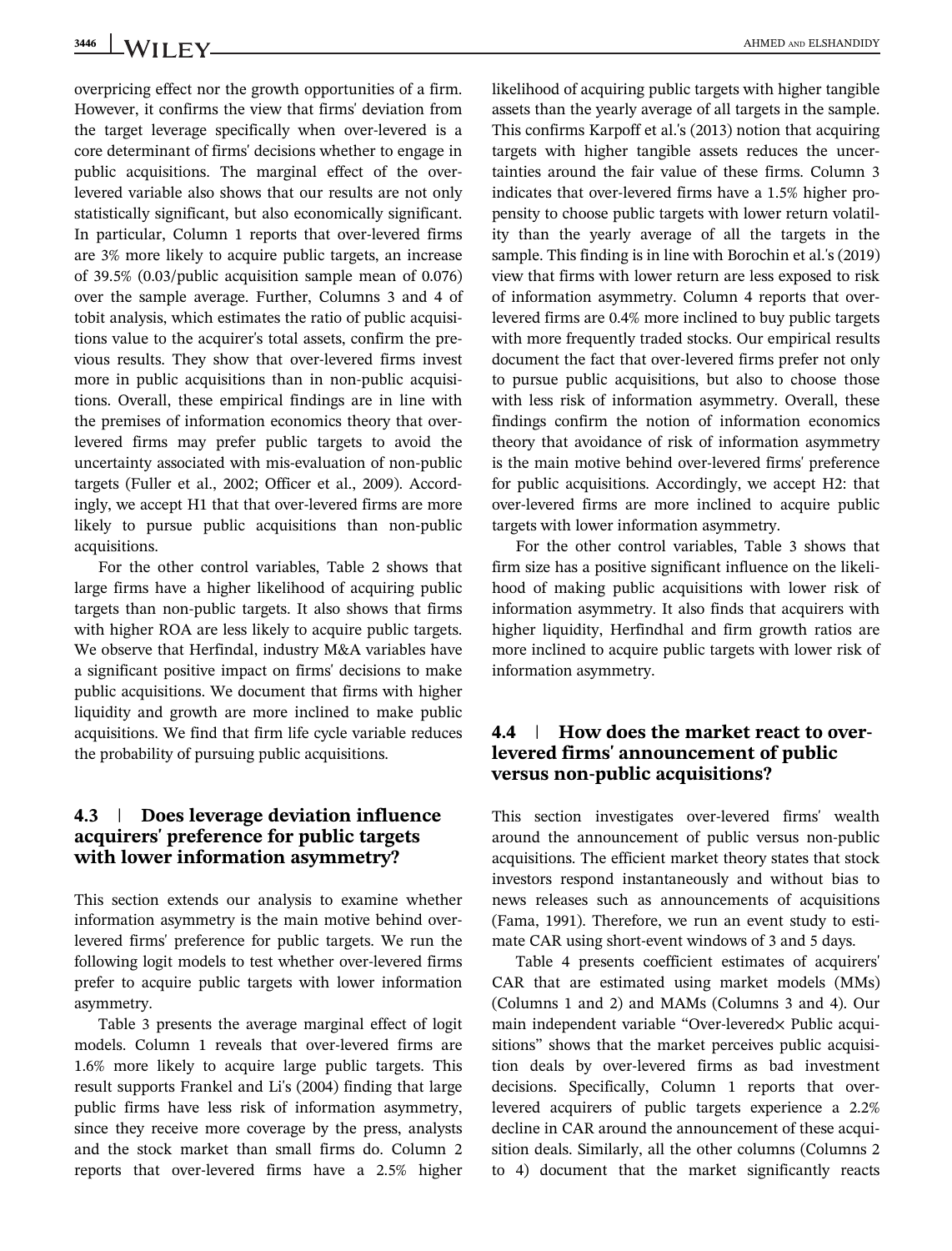overpricing effect nor the growth opportunities of a firm. However, it confirms the view that firms' deviation from the target leverage specifically when over-levered is a core determinant of firms' decisions whether to engage in public acquisitions. The marginal effect of the over-levered variable also shows that our results are not only statistically significant, but also economically significant. In particular, Column 1 reports that over-levered firms are 3% more likely to acquire public targets, an increase of 39.5% (0.03/public acquisition sample mean of 0.076) over the sample average. Further, Columns 3 and 4 of tobit analysis, which estimates the ratio of public acquisitions value to the acquirer's total assets, confirm the previous results. They show that over-levered firms invest more in public acquisitions than in non-public acquisitions. Overall, these empirical findings are in line with the premises of information economics theory that over-levered firms may prefer public targets to avoid the uncertainty associated with mis-evaluation of non-public targets (Fuller et al., 2002; Officer et al., 2009). Accordingly, we accept H1 that that over-levered firms are more likely to pursue public acquisitions than non-public acquisitions.

For the other control variables, Table 2 shows that large firms have a higher likelihood of acquiring public targets than non-public targets. It also shows that firms with higher ROA are less likely to acquire public targets. We observe that Herfindal, industry M&A variables have a significant positive impact on firms' decisions to make public acquisitions. We document that firms with higher liquidity and growth are more inclined to make public acquisitions. We find that firm life cycle variable reduces the probability of pursuing public acquisitions.

## 4.3 | Does leverage deviation influence acquirers' preference for public targets with lower information asymmetry?

This section extends our analysis to examine whether information asymmetry is the main motive behind over-levered firms' preference for public targets. We run the following logit models to test whether over-levered firms prefer to acquire public targets with lower information asymmetry.

Table 3 presents the average marginal effect of logit models. Column 1 reveals that over-levered firms are 1.6% more likely to acquire large public targets. This result supports Frankel and Li's (2004) finding that large public firms have less risk of information asymmetry, since they receive more coverage by the press, analysts and the stock market than small firms do. Column 2 reports that over-levered firms have a 2.5% higher likelihood of acquiring public targets with higher tangible assets than the yearly average of all targets in the sample. This confirms Karpoff et al.'s (2013) notion that acquiring targets with higher tangible assets reduces the uncertainties around the fair value of these firms. Column 3 indicates that over-levered firms have a 1.5% higher propensity to choose public targets with lower return volatility than the yearly average of all the targets in the sample. This finding is in line with Borochin et al.'s (2019) view that firms with lower return are less exposed to risk of information asymmetry. Column 4 reports that over-levered firms are 0.4% more inclined to buy public targets with more frequently traded stocks. Our empirical results document the fact that over-levered firms prefer not only to pursue public acquisitions, but also to choose those with less risk of information asymmetry. Overall, these findings confirm the notion of information economics theory that avoidance of risk of information asymmetry is the main motive behind over-levered firms' preference for public acquisitions. Accordingly, we accept H2: that over-levered firms are more inclined to acquire public targets with lower information asymmetry.

For the other control variables, Table 3 shows that firm size has a positive significant influence on the likelihood of making public acquisitions with lower risk of information asymmetry. It also finds that acquirers with higher liquidity, Herfindhal and firm growth ratios are more inclined to acquire public targets with lower risk of information asymmetry.

## 4.4 | How does the market react to over-levered firms' announcement of public versus non-public acquisitions?

This section investigates over-levered firms' wealth around the announcement of public versus non-public acquisitions. The efficient market theory states that stock investors respond instantaneously and without bias to news releases such as announcements of acquisitions (Fama, 1991). Therefore, we run an event study to estimate CAR using short-event windows of 3 and 5 days.

Table 4 presents coefficient estimates of acquirers' CAR that are estimated using market models (MMs) (Columns 1 and 2) and MAMs (Columns 3 and 4). Our main independent variable "Over-levered× Public acquisitions" shows that the market perceives public acquisition deals by over-levered firms as bad investment decisions. Specifically, Column 1 reports that over-levered acquirers of public targets experience a 2.2% decline in CAR around the announcement of these acquisition deals. Similarly, all the other columns (Columns 2 to 4) document that the market significantly reacts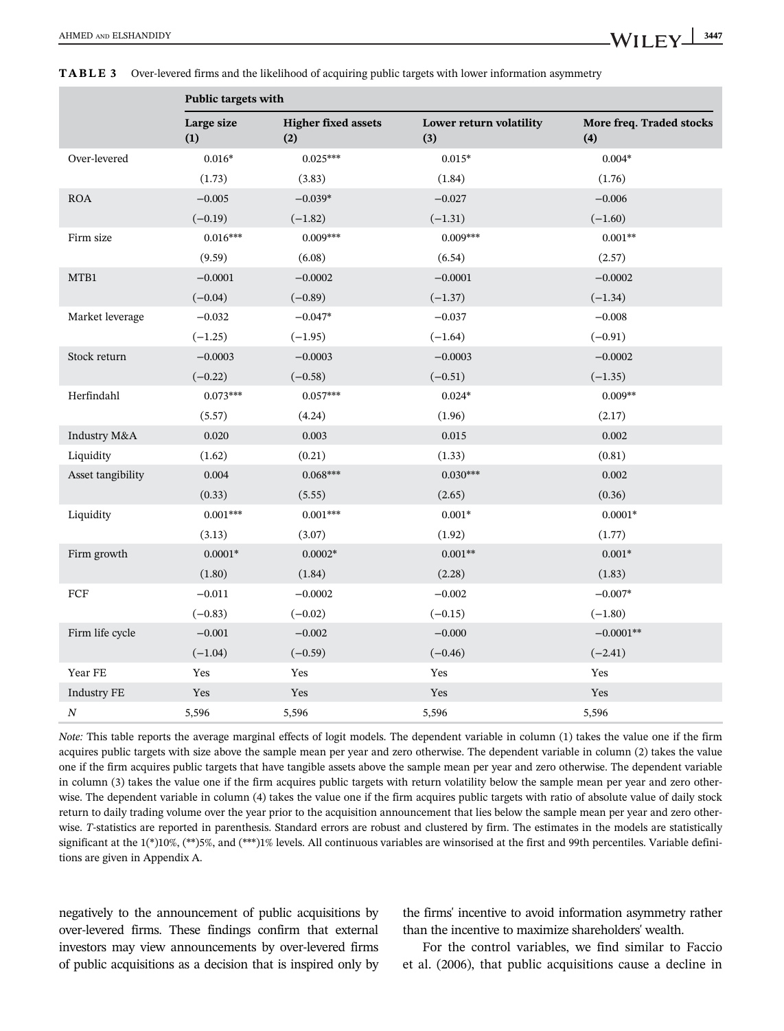**TABLE 3** Over-levered firms and the likelihood of acquiring public targets with lower information asymmetry

| | Public targets with | | | |
|---|---|---|---|---|
| | Large size (1) | Higher fixed assets (2) | Lower return volatility (3) | More freq. Traded stocks (4) |
| Over-levered | 0.016* | 0.025*** | 0.015* | 0.004* |
| | (1.73) | (3.83) | (1.84) | (1.76) |
| ROA | −0.005 | −0.039* | −0.027 | −0.006 |
| | (−0.19) | (−1.82) | (−1.31) | (−1.60) |
| Firm size | 0.016*** | 0.009*** | 0.009*** | 0.001** |
| | (9.59) | (6.08) | (6.54) | (2.57) |
| MTB1 | −0.0001 | −0.0002 | −0.0001 | −0.0002 |
| | (−0.04) | (−0.89) | (−1.37) | (−1.34) |
| Market leverage | −0.032 | −0.047* | −0.037 | −0.008 |
| | (−1.25) | (−1.95) | (−1.64) | (−0.91) |
| Stock return | −0.0003 | −0.0003 | −0.0003 | −0.0002 |
| | (−0.22) | (−0.58) | (−0.51) | (−1.35) |
| Herfindahl | 0.073*** | 0.057*** | 0.024* | 0.009** |
| | (5.57) | (4.24) | (1.96) | (2.17) |
| Industry M&A | 0.020 | 0.003 | 0.015 | 0.002 |
| Liquidity | (1.62) | (0.21) | (1.33) | (0.81) |
| Asset tangibility | 0.004 | 0.068*** | 0.030*** | 0.002 |
| | (0.33) | (5.55) | (2.65) | (0.36) |
| Liquidity | 0.001*** | 0.001*** | 0.001* | 0.0001* |
| | (3.13) | (3.07) | (1.92) | (1.77) |
| Firm growth | 0.0001* | 0.0002* | 0.001** | 0.001* |
| | (1.80) | (1.84) | (2.28) | (1.83) |
| FCF | −0.011 | −0.0002 | −0.002 | −0.007* |
| | (−0.83) | (−0.02) | (−0.15) | (−1.80) |
| Firm life cycle | −0.001 | −0.002 | −0.000 | −0.0001** |
| | (−1.04) | (−0.59) | (−0.46) | (−2.41) |
| Year FE | Yes | Yes | Yes | Yes |
| Industry FE | Yes | Yes | Yes | Yes |
| *N* | 5,596 | 5,596 | 5,596 | 5,596 |

*Note:* This table reports the average marginal effects of logit models. The dependent variable in column (1) takes the value one if the firm acquires public targets with size above the sample mean per year and zero otherwise. The dependent variable in column (2) takes the value one if the firm acquires public targets that have tangible assets above the sample mean per year and zero otherwise. The dependent variable in column (3) takes the value one if the firm acquires public targets with return volatility below the sample mean per year and zero otherwise. The dependent variable in column (4) takes the value one if the firm acquires public targets with ratio of absolute value of daily stock return to daily trading volume over the year prior to the acquisition announcement that lies below the sample mean per year and zero otherwise. *T*-statistics are reported in parenthesis. Standard errors are robust and clustered by firm. The estimates in the models are statistically significant at the 1(*)10%, (**)5%, and (***)1% levels. All continuous variables are winsorised at the first and 99th percentiles. Variable definitions are given in Appendix A.

negatively to the announcement of public acquisitions by over-levered firms. These findings confirm that external investors may view announcements by over-levered firms of public acquisitions as a decision that is inspired only by the firms' incentive to avoid information asymmetry rather than the incentive to maximize shareholders' wealth.

For the control variables, we find similar to Faccio et al. (2006), that public acquisitions cause a decline in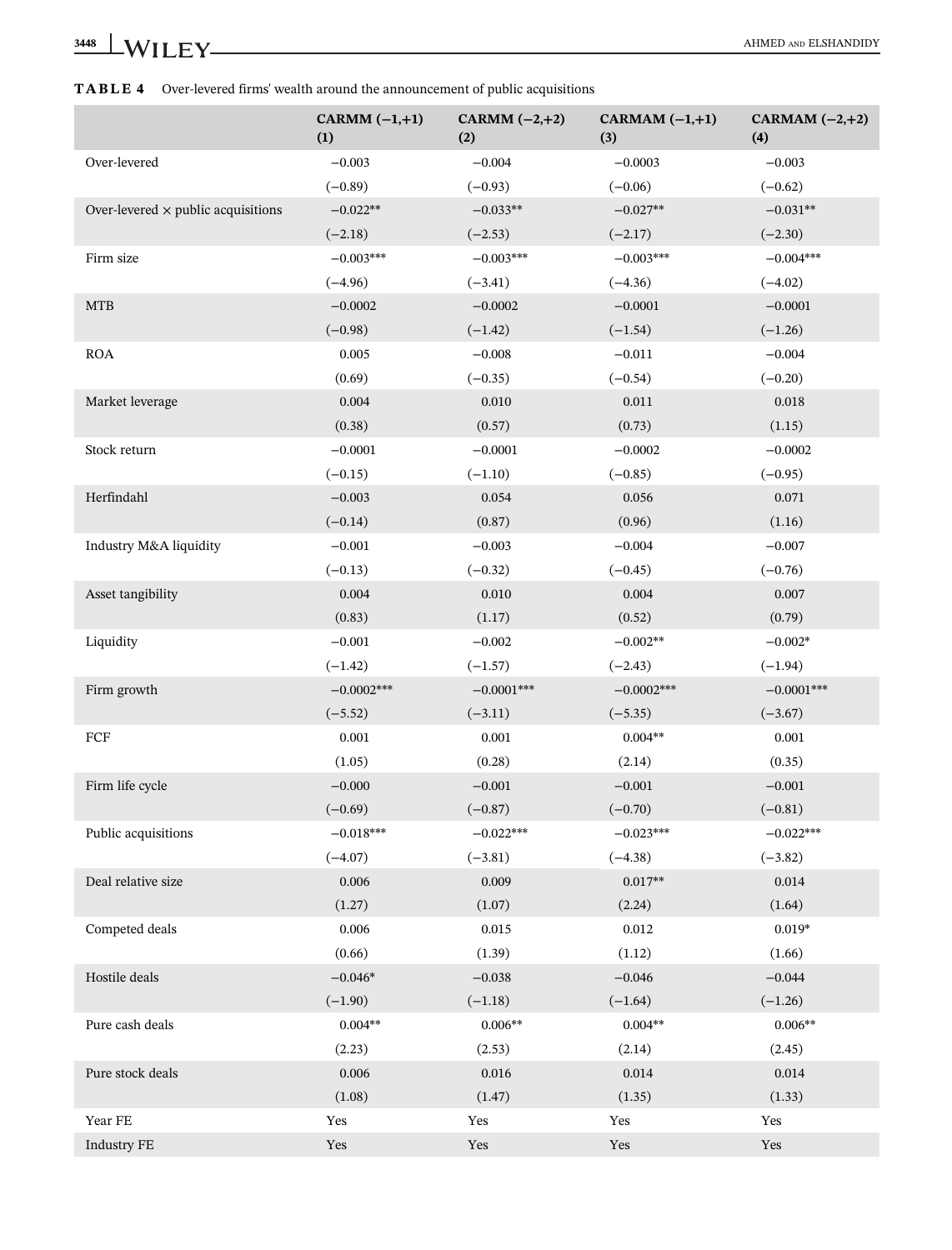**TABLE 4** Over-levered firms' wealth around the announcement of public acquisitions

| | CARMM (−1,+1) (1) | CARMM (−2,+2) (2) | CARMAM (−1,+1) (3) | CARMAM (−2,+2) (4) |
|---|---|---|---|---|
| Over-levered | −0.003 | −0.004 | −0.0003 | −0.003 |
| | (−0.89) | (−0.93) | (−0.06) | (−0.62) |
| Over-levered × public acquisitions | −0.022** | −0.033** | −0.027** | −0.031** |
| | (−2.18) | (−2.53) | (−2.17) | (−2.30) |
| Firm size | −0.003*** | −0.003*** | −0.003*** | −0.004*** |
| | (−4.96) | (−3.41) | (−4.36) | (−4.02) |
| MTB | −0.0002 | −0.0002 | −0.0001 | −0.0001 |
| | (−0.98) | (−1.42) | (−1.54) | (−1.26) |
| ROA | 0.005 | −0.008 | −0.011 | −0.004 |
| | (0.69) | (−0.35) | (−0.54) | (−0.20) |
| Market leverage | 0.004 | 0.010 | 0.011 | 0.018 |
| | (0.38) | (0.57) | (0.73) | (1.15) |
| Stock return | −0.0001 | −0.0001 | −0.0002 | −0.0002 |
| | (−0.15) | (−1.10) | (−0.85) | (−0.95) |
| Herfindahl | −0.003 | 0.054 | 0.056 | 0.071 |
| | (−0.14) | (0.87) | (0.96) | (1.16) |
| Industry M&A liquidity | −0.001 | −0.003 | −0.004 | −0.007 |
| | (−0.13) | (−0.32) | (−0.45) | (−0.76) |
| Asset tangibility | 0.004 | 0.010 | 0.004 | 0.007 |
| | (0.83) | (1.17) | (0.52) | (0.79) |
| Liquidity | −0.001 | −0.002 | −0.002** | −0.002* |
| | (−1.42) | (−1.57) | (−2.43) | (−1.94) |
| Firm growth | −0.0002*** | −0.0001*** | −0.0002*** | −0.0001*** |
| | (−5.52) | (−3.11) | (−5.35) | (−3.67) |
| FCF | 0.001 | 0.001 | 0.004** | 0.001 |
| | (1.05) | (0.28) | (2.14) | (0.35) |
| Firm life cycle | −0.000 | −0.001 | −0.001 | −0.001 |
| | (−0.69) | (−0.87) | (−0.70) | (−0.81) |
| Public acquisitions | −0.018*** | −0.022*** | −0.023*** | −0.022*** |
| | (−4.07) | (−3.81) | (−4.38) | (−3.82) |
| Deal relative size | 0.006 | 0.009 | 0.017** | 0.014 |
| | (1.27) | (1.07) | (2.24) | (1.64) |
| Competed deals | 0.006 | 0.015 | 0.012 | 0.019* |
| | (0.66) | (1.39) | (1.12) | (1.66) |
| Hostile deals | −0.046* | −0.038 | −0.046 | −0.044 |
| | (−1.90) | (−1.18) | (−1.64) | (−1.26) |
| Pure cash deals | 0.004** | 0.006** | 0.004** | 0.006** |
| | (2.23) | (2.53) | (2.14) | (2.45) |
| Pure stock deals | 0.006 | 0.016 | 0.014 | 0.014 |
| | (1.08) | (1.47) | (1.35) | (1.33) |
| Year FE | Yes | Yes | Yes | Yes |
| Industry FE | Yes | Yes | Yes | Yes |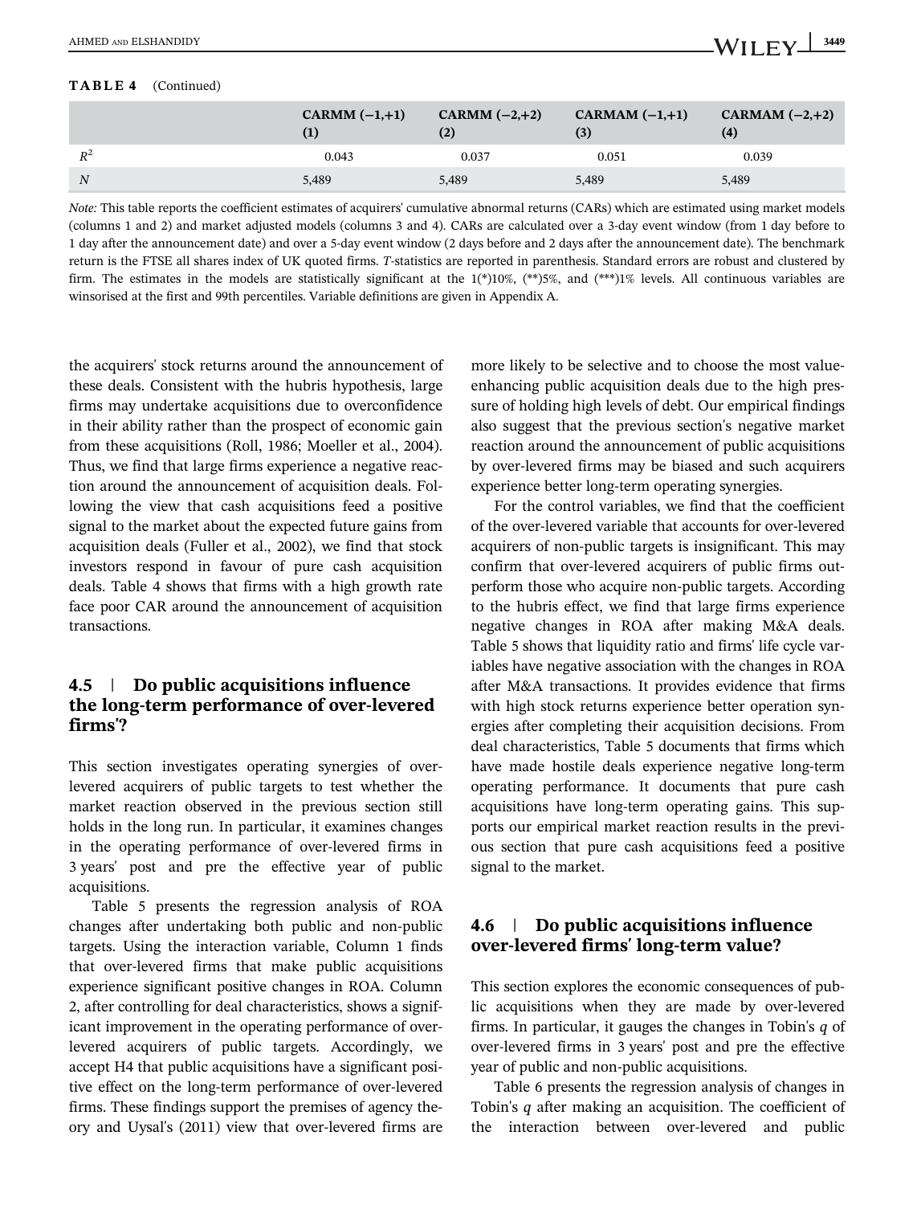**TABLE 4** (Continued)

| | CARMM (−1,+1) (1) | CARMM (−2,+2) (2) | CARMAM (−1,+1) (3) | CARMAM (−2,+2) (4) |
|---|---|---|---|---|
| $R^2$ | 0.043 | 0.037 | 0.051 | 0.039 |
| $N$ | 5,489 | 5,489 | 5,489 | 5,489 |

*Note:* This table reports the coefficient estimates of acquirers' cumulative abnormal returns (CARs) which are estimated using market models (columns 1 and 2) and market adjusted models (columns 3 and 4). CARs are calculated over a 3-day event window (from 1 day before to 1 day after the announcement date) and over a 5-day event window (2 days before and 2 days after the announcement date). The benchmark return is the FTSE all shares index of UK quoted firms. *T*-statistics are reported in parenthesis. Standard errors are robust and clustered by firm. The estimates in the models are statistically significant at the 1(*)10%, (**)5%, and (***)1% levels. All continuous variables are winsorised at the first and 99th percentiles. Variable definitions are given in Appendix A.

the acquirers' stock returns around the announcement of these deals. Consistent with the hubris hypothesis, large firms may undertake acquisitions due to overconfidence in their ability rather than the prospect of economic gain from these acquisitions (Roll, 1986; Moeller et al., 2004). Thus, we find that large firms experience a negative reaction around the announcement of acquisition deals. Following the view that cash acquisitions feed a positive signal to the market about the expected future gains from acquisition deals (Fuller et al., 2002), we find that stock investors respond in favour of pure cash acquisition deals. Table 4 shows that firms with a high growth rate face poor CAR around the announcement of acquisition transactions.

## 4.5 | Do public acquisitions influence the long-term performance of over-levered firms'?

This section investigates operating synergies of over-levered acquirers of public targets to test whether the market reaction observed in the previous section still holds in the long run. In particular, it examines changes in the operating performance of over-levered firms in 3 years' post and pre the effective year of public acquisitions.

Table 5 presents the regression analysis of ROA changes after undertaking both public and non-public targets. Using the interaction variable, Column 1 finds that over-levered firms that make public acquisitions experience significant positive changes in ROA. Column 2, after controlling for deal characteristics, shows a significant improvement in the operating performance of over-levered acquirers of public targets. Accordingly, we accept H4 that public acquisitions have a significant positive effect on the long-term performance of over-levered firms. These findings support the premises of agency theory and Uysal's (2011) view that over-levered firms are more likely to be selective and to choose the most value-enhancing public acquisition deals due to the high pressure of holding high levels of debt. Our empirical findings also suggest that the previous section's negative market reaction around the announcement of public acquisitions by over-levered firms may be biased and such acquirers experience better long-term operating synergies.

For the control variables, we find that the coefficient of the over-levered variable that accounts for over-levered acquirers of non-public targets is insignificant. This may confirm that over-levered acquirers of public firms outperform those who acquire non-public targets. According to the hubris effect, we find that large firms experience negative changes in ROA after making M&A deals. Table 5 shows that liquidity ratio and firms' life cycle variables have negative association with the changes in ROA after M&A transactions. It provides evidence that firms with high stock returns experience better operation synergies after completing their acquisition decisions. From deal characteristics, Table 5 documents that firms which have made hostile deals experience negative long-term operating performance. It documents that pure cash acquisitions have long-term operating gains. This supports our empirical market reaction results in the previous section that pure cash acquisitions feed a positive signal to the market.

## 4.6 | Do public acquisitions influence over-levered firms' long-term value?

This section explores the economic consequences of public acquisitions when they are made by over-levered firms. In particular, it gauges the changes in Tobin's *q* of over-levered firms in 3 years' post and pre the effective year of public and non-public acquisitions.

Table 6 presents the regression analysis of changes in Tobin's *q* after making an acquisition. The coefficient of the interaction between over-levered and public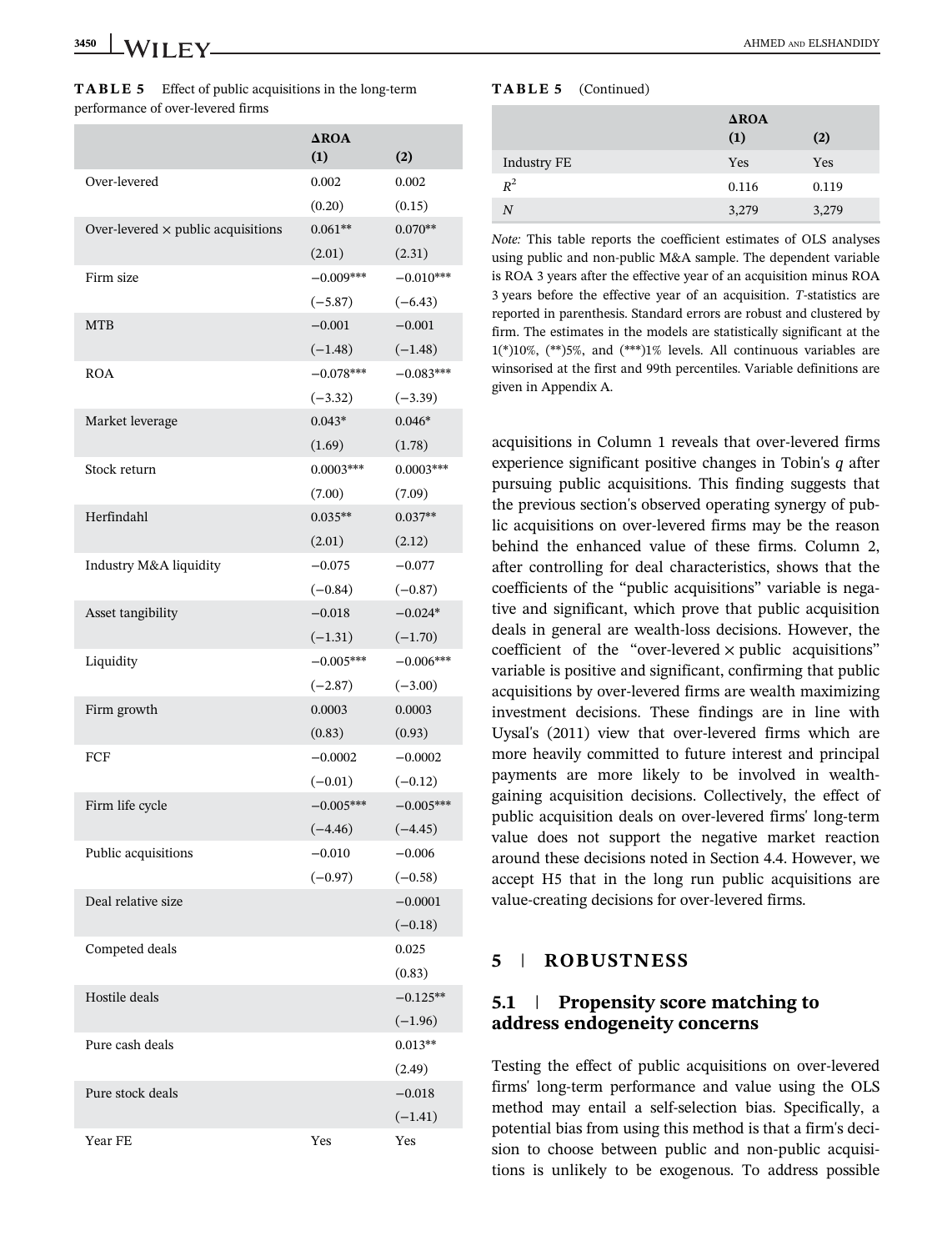**TABLE 5** Effect of public acquisitions in the long-term performance of over-levered firms

| | ΔROA (1) | (2) |
|---|---|---|
| Over-levered | 0.002 | 0.002 |
| | (0.20) | (0.15) |
| Over-levered × public acquisitions | 0.061** | 0.070** |
| | (2.01) | (2.31) |
| Firm size | −0.009*** | −0.010*** |
| | (−5.87) | (−6.43) |
| MTB | −0.001 | −0.001 |
| | (−1.48) | (−1.48) |
| ROA | −0.078*** | −0.083*** |
| | (−3.32) | (−3.39) |
| Market leverage | 0.043* | 0.046* |
| | (1.69) | (1.78) |
| Stock return | 0.0003*** | 0.0003*** |
| | (7.00) | (7.09) |
| Herfindahl | 0.035** | 0.037** |
| | (2.01) | (2.12) |
| Industry M&A liquidity | −0.075 | −0.077 |
| | (−0.84) | (−0.87) |
| Asset tangibility | −0.018 | −0.024* |
| | (−1.31) | (−1.70) |
| Liquidity | −0.005*** | −0.006*** |
| | (−2.87) | (−3.00) |
| Firm growth | 0.0003 | 0.0003 |
| | (0.83) | (0.93) |
| FCF | −0.0002 | −0.0002 |
| | (−0.01) | (−0.12) |
| Firm life cycle | −0.005*** | −0.005*** |
| | (−4.46) | (−4.45) |
| Public acquisitions | −0.010 | −0.006 |
| | (−0.97) | (−0.58) |
| Deal relative size | | −0.0001 |
| | | (−0.18) |
| Competed deals | | 0.025 |
| | | (0.83) |
| Hostile deals | | −0.125** |
| | | (−1.96) |
| Pure cash deals | | 0.013** |
| | | (2.49) |
| Pure stock deals | | −0.018 |
| | | (−1.41) |
| Year FE | Yes | Yes |
| Industry FE | Yes | Yes |
| $R^2$ | 0.116 | 0.119 |
| *N* | 3,279 | 3,279 |

*Note:* This table reports the coefficient estimates of OLS analyses using public and non-public M&A sample. The dependent variable is ROA 3 years after the effective year of an acquisition minus ROA 3 years before the effective year of an acquisition. *T*-statistics are reported in parenthesis. Standard errors are robust and clustered by firm. The estimates in the models are statistically significant at the 1(*)10%, (**)5%, and (***)1% levels. All continuous variables are winsorised at the first and 99th percentiles. Variable definitions are given in Appendix A.

acquisitions in Column 1 reveals that over-levered firms experience significant positive changes in Tobin's *q* after pursuing public acquisitions. This finding suggests that the previous section's observed operating synergy of public acquisitions on over-levered firms may be the reason behind the enhanced value of these firms. Column 2, after controlling for deal characteristics, shows that the coefficients of the "public acquisitions" variable is negative and significant, which prove that public acquisition deals in general are wealth-loss decisions. However, the coefficient of the "over-levered × public acquisitions" variable is positive and significant, confirming that public acquisitions by over-levered firms are wealth maximizing investment decisions. These findings are in line with Uysal's (2011) view that over-levered firms which are more heavily committed to future interest and principal payments are more likely to be involved in wealth-gaining acquisition decisions. Collectively, the effect of public acquisition deals on over-levered firms' long-term value does not support the negative market reaction around these decisions noted in Section 4.4. However, we accept H5 that in the long run public acquisitions are value-creating decisions for over-levered firms.

## 5 | ROBUSTNESS

### 5.1 | Propensity score matching to address endogeneity concerns

Testing the effect of public acquisitions on over-levered firms' long-term performance and value using the OLS method may entail a self-selection bias. Specifically, a potential bias from using this method is that a firm's decision to choose between public and non-public acquisitions is unlikely to be exogenous. To address possible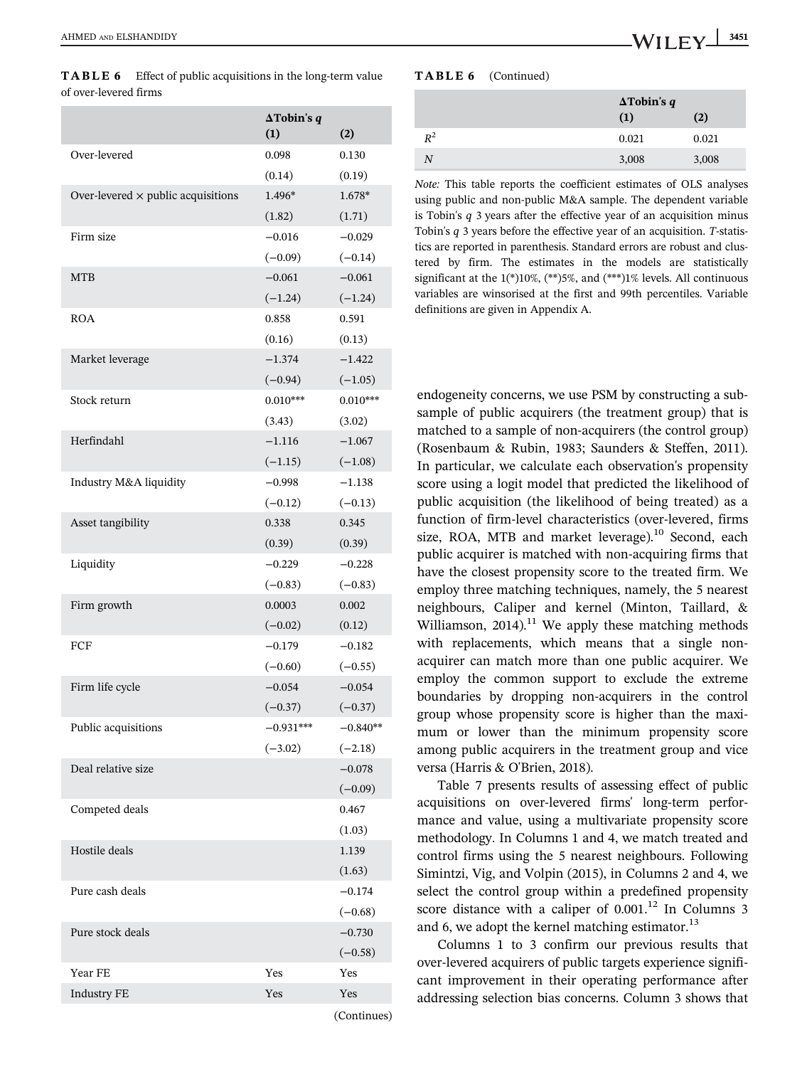**TABLE 6** Effect of public acquisitions in the long-term value of over-levered firms

| | ΔTobin's $q$ (1) | (2) |
|---|---|---|
| Over-levered | 0.098 | 0.130 |
| | (0.14) | (0.19) |
| Over-levered × public acquisitions | 1.496* | 1.678* |
| | (1.82) | (1.71) |
| Firm size | −0.016 | −0.029 |
| | (−0.09) | (−0.14) |
| MTB | −0.061 | −0.061 |
| | (−1.24) | (−1.24) |
| ROA | 0.858 | 0.591 |
| | (0.16) | (0.13) |
| Market leverage | −1.374 | −1.422 |
| | (−0.94) | (−1.05) |
| Stock return | 0.010*** | 0.010*** |
| | (3.43) | (3.02) |
| Herfindahl | −1.116 | −1.067 |
| | (−1.15) | (−1.08) |
| Industry M&A liquidity | −0.998 | −1.138 |
| | (−0.12) | (−0.13) |
| Asset tangibility | 0.338 | 0.345 |
| | (0.39) | (0.39) |
| Liquidity | −0.229 | −0.228 |
| | (−0.83) | (−0.83) |
| Firm growth | 0.0003 | 0.002 |
| | (−0.02) | (0.12) |
| FCF | −0.179 | −0.182 |
| | (−0.60) | (−0.55) |
| Firm life cycle | −0.054 | −0.054 |
| | (−0.37) | (−0.37) |
| Public acquisitions | −0.931*** | −0.840** |
| | (−3.02) | (−2.18) |
| Deal relative size | | −0.078 |
| | | (−0.09) |
| Competed deals | | 0.467 |
| | | (1.03) |
| Hostile deals | | 1.139 |
| | | (1.63) |
| Pure cash deals | | −0.174 |
| | | (−0.68) |
| Pure stock deals | | −0.730 |
| | | (−0.58) |
| Year FE | Yes | Yes |
| Industry FE | Yes | Yes |
| $R^2$ | 0.021 | 0.021 |
| $N$ | 3,008 | 3,008 |

*Note:* This table reports the coefficient estimates of OLS analyses using public and non-public M&A sample. The dependent variable is Tobin's $q$ 3 years after the effective year of an acquisition minus Tobin's $q$ 3 years before the effective year of an acquisition. $T$-statistics are reported in parenthesis. Standard errors are robust and clustered by firm. The estimates in the models are statistically significant at the 1(*)10%, (**)5%, and (***)1% levels. All continuous variables are winsorised at the first and 99th percentiles. Variable definitions are given in Appendix A.

endogeneity concerns, we use PSM by constructing a subsample of public acquirers (the treatment group) that is matched to a sample of non-acquirers (the control group) (Rosenbaum & Rubin, 1983; Saunders & Steffen, 2011). In particular, we calculate each observation's propensity score using a logit model that predicted the likelihood of public acquisition (the likelihood of being treated) as a function of firm-level characteristics (over-levered, firms size, ROA, MTB and market leverage).[10] Second, each public acquirer is matched with non-acquiring firms that have the closest propensity score to the treated firm. We employ three matching techniques, namely, the 5 nearest neighbours, Caliper and kernel (Minton, Taillard, & Williamson, 2014).[11] We apply these matching methods with replacements, which means that a single non-acquirer can match more than one public acquirer. We employ the common support to exclude the extreme boundaries by dropping non-acquirers in the control group whose propensity score is higher than the maximum or lower than the minimum propensity score among public acquirers in the treatment group and vice versa (Harris & O'Brien, 2018).

Table 7 presents results of assessing effect of public acquisitions on over-levered firms' long-term performance and value, using a multivariate propensity score methodology. In Columns 1 and 4, we match treated and control firms using the 5 nearest neighbours. Following Simintzi, Vig, and Volpin (2015), in Columns 2 and 4, we select the control group within a predefined propensity score distance with a caliper of 0.001.[12] In Columns 3 and 6, we adopt the kernel matching estimator.[13]

Columns 1 to 3 confirm our previous results that over-levered acquirers of public targets experience significant improvement in their operating performance after addressing selection bias concerns. Column 3 shows that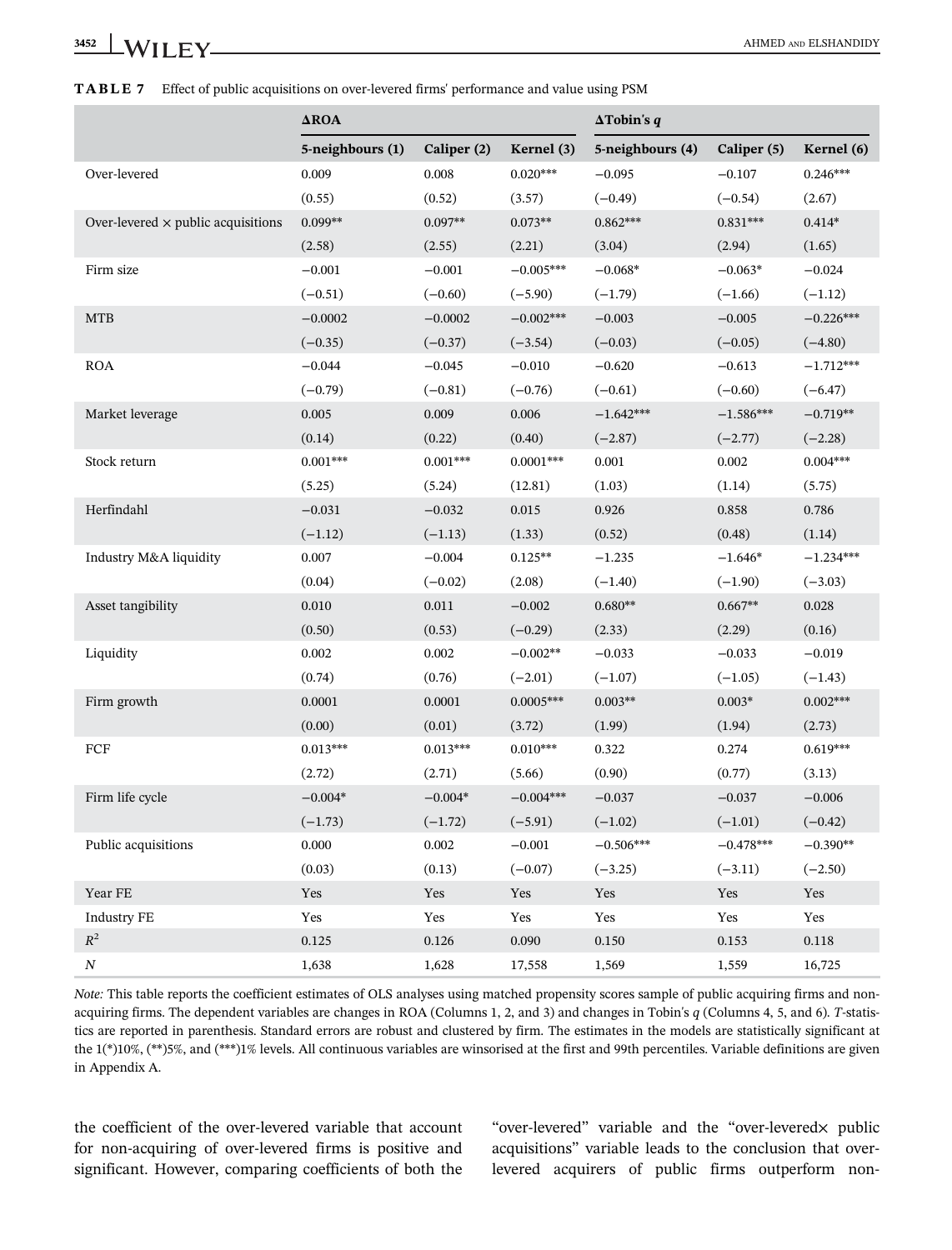**TABLE 7** Effect of public acquisitions on over-levered firms' performance and value using PSM

| | **ΔROA** | | | **ΔTobin's *q*** | | |
|---|---|---|---|---|---|---|
| | **5-neighbours (1)** | **Caliper (2)** | **Kernel (3)** | **5-neighbours (4)** | **Caliper (5)** | **Kernel (6)** |
| Over-levered | 0.009 | 0.008 | 0.020*** | −0.095 | −0.107 | 0.246*** |
| | (0.55) | (0.52) | (3.57) | (−0.49) | (−0.54) | (2.67) |
| Over-levered × public acquisitions | 0.099** | 0.097** | 0.073** | 0.862*** | 0.831*** | 0.414* |
| | (2.58) | (2.55) | (2.21) | (3.04) | (2.94) | (1.65) |
| Firm size | −0.001 | −0.001 | −0.005*** | −0.068* | −0.063* | −0.024 |
| | (−0.51) | (−0.60) | (−5.90) | (−1.79) | (−1.66) | (−1.12) |
| MTB | −0.0002 | −0.0002 | −0.002*** | −0.003 | −0.005 | −0.226*** |
| | (−0.35) | (−0.37) | (−3.54) | (−0.03) | (−0.05) | (−4.80) |
| ROA | −0.044 | −0.045 | −0.010 | −0.620 | −0.613 | −1.712*** |
| | (−0.79) | (−0.81) | (−0.76) | (−0.61) | (−0.60) | (−6.47) |
| Market leverage | 0.005 | 0.009 | 0.006 | −1.642*** | −1.586*** | −0.719** |
| | (0.14) | (0.22) | (0.40) | (−2.87) | (−2.77) | (−2.28) |
| Stock return | 0.001*** | 0.001*** | 0.0001*** | 0.001 | 0.002 | 0.004*** |
| | (5.25) | (5.24) | (12.81) | (1.03) | (1.14) | (5.75) |
| Herfindahl | −0.031 | −0.032 | 0.015 | 0.926 | 0.858 | 0.786 |
| | (−1.12) | (−1.13) | (1.33) | (0.52) | (0.48) | (1.14) |
| Industry M&A liquidity | 0.007 | −0.004 | 0.125** | −1.235 | −1.646* | −1.234*** |
| | (0.04) | (−0.02) | (2.08) | (−1.40) | (−1.90) | (−3.03) |
| Asset tangibility | 0.010 | 0.011 | −0.002 | 0.680** | 0.667** | 0.028 |
| | (0.50) | (0.53) | (−0.29) | (2.33) | (2.29) | (0.16) |
| Liquidity | 0.002 | 0.002 | −0.002** | −0.033 | −0.033 | −0.019 |
| | (0.74) | (0.76) | (−2.01) | (−1.07) | (−1.05) | (−1.43) |
| Firm growth | 0.0001 | 0.0001 | 0.0005*** | 0.003** | 0.003* | 0.002*** |
| | (0.00) | (0.01) | (3.72) | (1.99) | (1.94) | (2.73) |
| FCF | 0.013*** | 0.013*** | 0.010*** | 0.322 | 0.274 | 0.619*** |
| | (2.72) | (2.71) | (5.66) | (0.90) | (0.77) | (3.13) |
| Firm life cycle | −0.004* | −0.004* | −0.004*** | −0.037 | −0.037 | −0.006 |
| | (−1.73) | (−1.72) | (−5.91) | (−1.02) | (−1.01) | (−0.42) |
| Public acquisitions | 0.000 | 0.002 | −0.001 | −0.506*** | −0.478*** | −0.390** |
| | (0.03) | (0.13) | (−0.07) | (−3.25) | (−3.11) | (−2.50) |
| Year FE | Yes | Yes | Yes | Yes | Yes | Yes |
| Industry FE | Yes | Yes | Yes | Yes | Yes | Yes |
| $R^2$ | 0.125 | 0.126 | 0.090 | 0.150 | 0.153 | 0.118 |
| *N* | 1,638 | 1,628 | 17,558 | 1,569 | 1,559 | 16,725 |

*Note:* This table reports the coefficient estimates of OLS analyses using matched propensity scores sample of public acquiring firms and non-acquiring firms. The dependent variables are changes in ROA (Columns 1, 2, and 3) and changes in Tobin's *q* (Columns 4, 5, and 6). *T*-statistics are reported in parenthesis. Standard errors are robust and clustered by firm. The estimates in the models are statistically significant at the 1(*)10%, (**)5%, and (***)1% levels. All continuous variables are winsorised at the first and 99th percentiles. Variable definitions are given in Appendix A.

the coefficient of the over-levered variable that account for non-acquiring of over-levered firms is positive and significant. However, comparing coefficients of both the "over-levered" variable and the "over-levered× public acquisitions" variable leads to the conclusion that over-levered acquirers of public firms outperform non-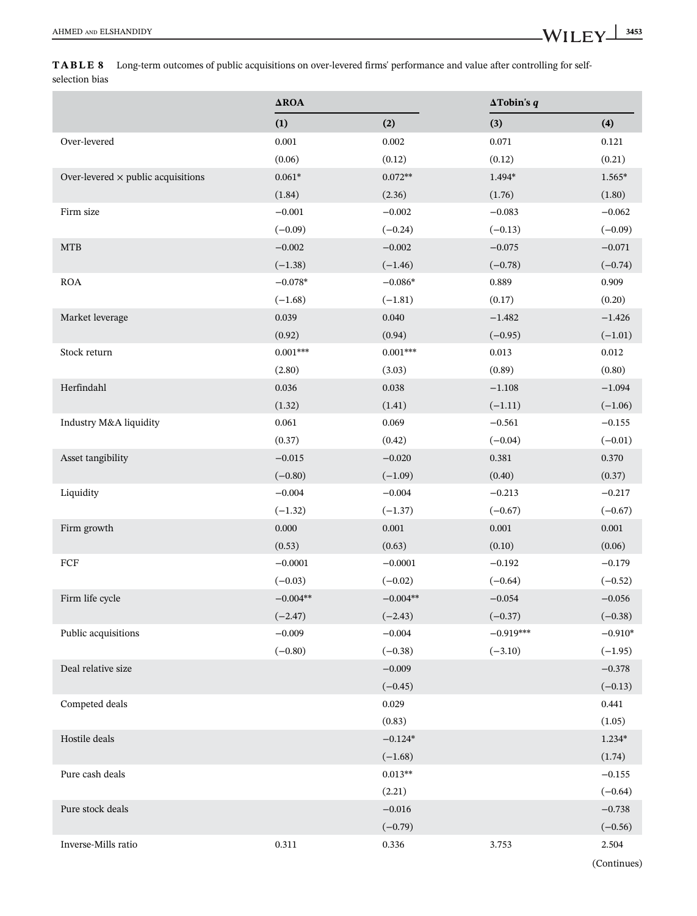**TABLE 8** Long-term outcomes of public acquisitions on over-levered firms' performance and value after controlling for self-selection bias

| | ΔROA | | ΔTobin's *q* | |
|---|---|---|---|---|
| | (1) | (2) | (3) | (4) |
| Over-levered | 0.001 | 0.002 | 0.071 | 0.121 |
| | (0.06) | (0.12) | (0.12) | (0.21) |
| Over-levered × public acquisitions | 0.061* | 0.072** | 1.494* | 1.565* |
| | (1.84) | (2.36) | (1.76) | (1.80) |
| Firm size | −0.001 | −0.002 | −0.083 | −0.062 |
| | (−0.09) | (−0.24) | (−0.13) | (−0.09) |
| MTB | −0.002 | −0.002 | −0.075 | −0.071 |
| | (−1.38) | (−1.46) | (−0.78) | (−0.74) |
| ROA | −0.078* | −0.086* | 0.889 | 0.909 |
| | (−1.68) | (−1.81) | (0.17) | (0.20) |
| Market leverage | 0.039 | 0.040 | −1.482 | −1.426 |
| | (0.92) | (0.94) | (−0.95) | (−1.01) |
| Stock return | 0.001*** | 0.001*** | 0.013 | 0.012 |
| | (2.80) | (3.03) | (0.89) | (0.80) |
| Herfindahl | 0.036 | 0.038 | −1.108 | −1.094 |
| | (1.32) | (1.41) | (−1.11) | (−1.06) |
| Industry M&A liquidity | 0.061 | 0.069 | −0.561 | −0.155 |
| | (0.37) | (0.42) | (−0.04) | (−0.01) |
| Asset tangibility | −0.015 | −0.020 | 0.381 | 0.370 |
| | (−0.80) | (−1.09) | (0.40) | (0.37) |
| Liquidity | −0.004 | −0.004 | −0.213 | −0.217 |
| | (−1.32) | (−1.37) | (−0.67) | (−0.67) |
| Firm growth | 0.000 | 0.001 | 0.001 | 0.001 |
| | (0.53) | (0.63) | (0.10) | (0.06) |
| FCF | −0.0001 | −0.0001 | −0.192 | −0.179 |
| | (−0.03) | (−0.02) | (−0.64) | (−0.52) |
| Firm life cycle | −0.004** | −0.004** | −0.054 | −0.056 |
| | (−2.47) | (−2.43) | (−0.37) | (−0.38) |
| Public acquisitions | −0.009 | −0.004 | −0.919*** | −0.910* |
| | (−0.80) | (−0.38) | (−3.10) | (−1.95) |
| Deal relative size | | −0.009 | | −0.378 |
| | | (−0.45) | | (−0.13) |
| Competed deals | | 0.029 | | 0.441 |
| | | (0.83) | | (1.05) |
| Hostile deals | | −0.124* | | 1.234* |
| | | (−1.68) | | (1.74) |
| Pure cash deals | | 0.013** | | −0.155 |
| | | (2.21) | | (−0.64) |
| Pure stock deals | | −0.016 | | −0.738 |
| | | (−0.79) | | (−0.56) |
| Inverse-Mills ratio | 0.311 | 0.336 | 3.753 | 2.504 |

(Continues)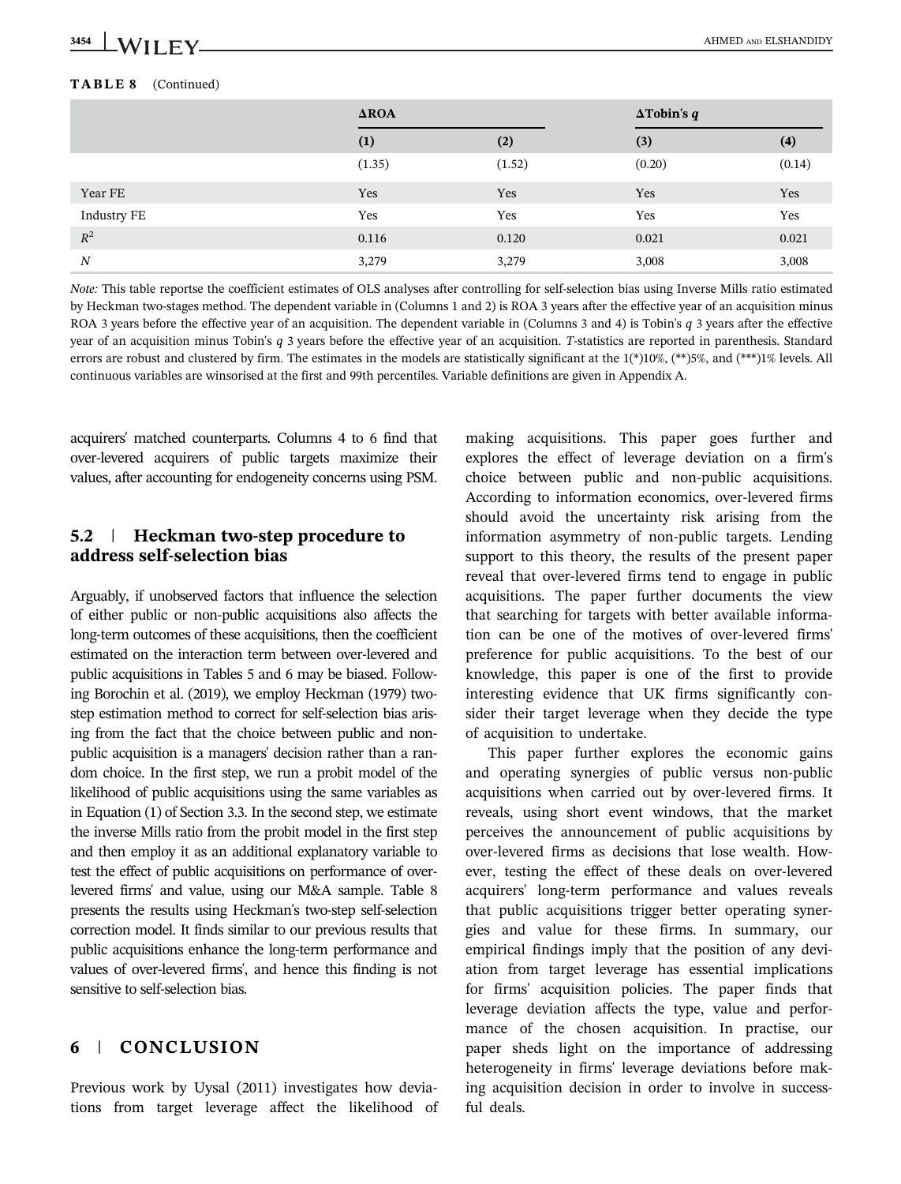**TABLE 8** (Continued)

| | ΔROA | | ΔTobin's $q$ | |
|---|---|---|---|---|
| | (1) | (2) | (3) | (4) |
| | (1.35) | (1.52) | (0.20) | (0.14) |
| Year FE | Yes | Yes | Yes | Yes |
| Industry FE | Yes | Yes | Yes | Yes |
| $R^2$ | 0.116 | 0.120 | 0.021 | 0.021 |
| $N$ | 3,279 | 3,279 | 3,008 | 3,008 |

*Note:* This table reportse the coefficient estimates of OLS analyses after controlling for self-selection bias using Inverse Mills ratio estimated by Heckman two-stages method. The dependent variable in (Columns 1 and 2) is ROA 3 years after the effective year of an acquisition minus ROA 3 years before the effective year of an acquisition. The dependent variable in (Columns 3 and 4) is Tobin's $q$ 3 years after the effective year of an acquisition minus Tobin's $q$ 3 years before the effective year of an acquisition. *T*-statistics are reported in parenthesis. Standard errors are robust and clustered by firm. The estimates in the models are statistically significant at the 1(*)10%, (**)5%, and (***)1% levels. All continuous variables are winsorised at the first and 99th percentiles. Variable definitions are given in Appendix A.

acquirers' matched counterparts. Columns 4 to 6 find that over-levered acquirers of public targets maximize their values, after accounting for endogeneity concerns using PSM.

### 5.2 | Heckman two-step procedure to address self-selection bias

Arguably, if unobserved factors that influence the selection of either public or non-public acquisitions also affects the long-term outcomes of these acquisitions, then the coefficient estimated on the interaction term between over-levered and public acquisitions in Tables 5 and 6 may be biased. Following Borochin et al. (2019), we employ Heckman (1979) two-step estimation method to correct for self-selection bias arising from the fact that the choice between public and non-public acquisition is a managers' decision rather than a random choice. In the first step, we run a probit model of the likelihood of public acquisitions using the same variables as in Equation (1) of Section 3.3. In the second step, we estimate the inverse Mills ratio from the probit model in the first step and then employ it as an additional explanatory variable to test the effect of public acquisitions on performance of over-levered firms' and value, using our M&A sample. Table 8 presents the results using Heckman's two-step self-selection correction model. It finds similar to our previous results that public acquisitions enhance the long-term performance and values of over-levered firms', and hence this finding is not sensitive to self-selection bias.

## 6 | CONCLUSION

Previous work by Uysal (2011) investigates how deviations from target leverage affect the likelihood of making acquisitions. This paper goes further and explores the effect of leverage deviation on a firm's choice between public and non-public acquisitions. According to information economics, over-levered firms should avoid the uncertainty risk arising from the information asymmetry of non-public targets. Lending support to this theory, the results of the present paper reveal that over-levered firms tend to engage in public acquisitions. The paper further documents the view that searching for targets with better available information can be one of the motives of over-levered firms' preference for public acquisitions. To the best of our knowledge, this paper is one of the first to provide interesting evidence that UK firms significantly consider their target leverage when they decide the type of acquisition to undertake.

This paper further explores the economic gains and operating synergies of public versus non-public acquisitions when carried out by over-levered firms. It reveals, using short event windows, that the market perceives the announcement of public acquisitions by over-levered firms as decisions that lose wealth. However, testing the effect of these deals on over-levered acquirers' long-term performance and values reveals that public acquisitions trigger better operating synergies and value for these firms. In summary, our empirical findings imply that the position of any deviation from target leverage has essential implications for firms' acquisition policies. The paper finds that leverage deviation affects the type, value and performance of the chosen acquisition. In practise, our paper sheds light on the importance of addressing heterogeneity in firms' leverage deviations before making acquisition decision in order to involve in successful deals.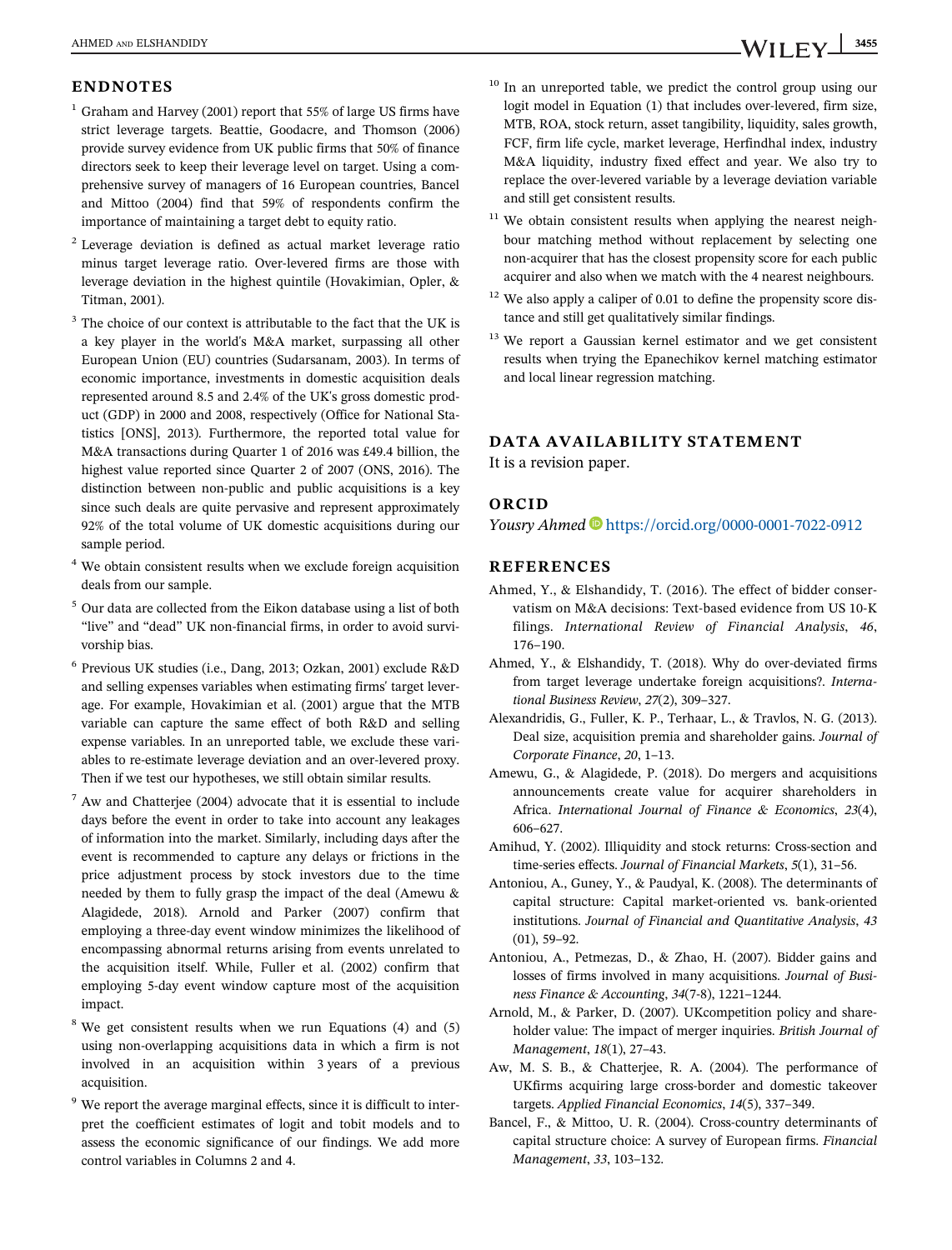## ENDNOTES

[1] Graham and Harvey (2001) report that 55% of large US firms have strict leverage targets. Beattie, Goodacre, and Thomson (2006) provide survey evidence from UK public firms that 50% of finance directors seek to keep their leverage level on target. Using a comprehensive survey of managers of 16 European countries, Bancel and Mittoo (2004) find that 59% of respondents confirm the importance of maintaining a target debt to equity ratio.

[2] Leverage deviation is defined as actual market leverage ratio minus target leverage ratio. Over-levered firms are those with leverage deviation in the highest quintile (Hovakimian, Opler, & Titman, 2001).

[3] The choice of our context is attributable to the fact that the UK is a key player in the world's M&A market, surpassing all other European Union (EU) countries (Sudarsanam, 2003). In terms of economic importance, investments in domestic acquisition deals represented around 8.5 and 2.4% of the UK's gross domestic product (GDP) in 2000 and 2008, respectively (Office for National Statistics [ONS], 2013). Furthermore, the reported total value for M&A transactions during Quarter 1 of 2016 was £49.4 billion, the highest value reported since Quarter 2 of 2007 (ONS, 2016). The distinction between non-public and public acquisitions is a key since such deals are quite pervasive and represent approximately 92% of the total volume of UK domestic acquisitions during our sample period.

[4] We obtain consistent results when we exclude foreign acquisition deals from our sample.

[5] Our data are collected from the Eikon database using a list of both "live" and "dead" UK non-financial firms, in order to avoid survivorship bias.

[6] Previous UK studies (i.e., Dang, 2013; Ozkan, 2001) exclude R&D and selling expenses variables when estimating firms' target leverage. For example, Hovakimian et al. (2001) argue that the MTB variable can capture the same effect of both R&D and selling expense variables. In an unreported table, we exclude these variables to re-estimate leverage deviation and an over-levered proxy. Then if we test our hypotheses, we still obtain similar results.

[7] Aw and Chatterjee (2004) advocate that it is essential to include days before the event in order to take into account any leakages of information into the market. Similarly, including days after the event is recommended to capture any delays or frictions in the price adjustment process by stock investors due to the time needed by them to fully grasp the impact of the deal (Amewu & Alagidede, 2018). Arnold and Parker (2007) confirm that employing a three-day event window minimizes the likelihood of encompassing abnormal returns arising from events unrelated to the acquisition itself. While, Fuller et al. (2002) confirm that employing 5-day event window capture most of the acquisition impact.

[8] We get consistent results when we run Equations (4) and (5) using non-overlapping acquisitions data in which a firm is not involved in an acquisition within 3 years of a previous acquisition.

[9] We report the average marginal effects, since it is difficult to interpret the coefficient estimates of logit and tobit models and to assess the economic significance of our findings. We add more control variables in Columns 2 and 4.

[10] In an unreported table, we predict the control group using our logit model in Equation (1) that includes over-levered, firm size, MTB, ROA, stock return, asset tangibility, liquidity, sales growth, FCF, firm life cycle, market leverage, Herfindhal index, industry M&A liquidity, industry fixed effect and year. We also try to replace the over-levered variable by a leverage deviation variable and still get consistent results.

[11] We obtain consistent results when applying the nearest neighbour matching method without replacement by selecting one non-acquirer that has the closest propensity score for each public acquirer and also when we match with the 4 nearest neighbours.

[12] We also apply a caliper of 0.01 to define the propensity score distance and still get qualitatively similar findings.

[13] We report a Gaussian kernel estimator and we get consistent results when trying the Epanechikov kernel matching estimator and local linear regression matching.

## DATA AVAILABILITY STATEMENT

It is a revision paper.

## ORCID

*Yousry Ahmed* https://orcid.org/0000-0001-7022-0912

## REFERENCES

Ahmed, Y., & Elshandidy, T. (2016). The effect of bidder conservatism on M&A decisions: Text-based evidence from US 10-K filings. *International Review of Financial Analysis*, *46*, 176–190.

Ahmed, Y., & Elshandidy, T. (2018). Why do over-deviated firms from target leverage undertake foreign acquisitions?. *International Business Review*, *27*(2), 309–327.

Alexandridis, G., Fuller, K. P., Terhaar, L., & Travlos, N. G. (2013). Deal size, acquisition premia and shareholder gains. *Journal of Corporate Finance*, *20*, 1–13.

Amewu, G., & Alagidede, P. (2018). Do mergers and acquisitions announcements create value for acquirer shareholders in Africa. *International Journal of Finance & Economics*, *23*(4), 606–627.

Amihud, Y. (2002). Illiquidity and stock returns: Cross-section and time-series effects. *Journal of Financial Markets*, *5*(1), 31–56.

Antoniou, A., Guney, Y., & Paudyal, K. (2008). The determinants of capital structure: Capital market-oriented vs. bank-oriented institutions. *Journal of Financial and Quantitative Analysis*, *43* (01), 59–92.

Antoniou, A., Petmezas, D., & Zhao, H. (2007). Bidder gains and losses of firms involved in many acquisitions. *Journal of Business Finance & Accounting*, *34*(7-8), 1221–1244.

Arnold, M., & Parker, D. (2007). UKcompetition policy and shareholder value: The impact of merger inquiries. *British Journal of Management*, *18*(1), 27–43.

Aw, M. S. B., & Chatterjee, R. A. (2004). The performance of UKfirms acquiring large cross-border and domestic takeover targets. *Applied Financial Economics*, *14*(5), 337–349.

Bancel, F., & Mittoo, U. R. (2004). Cross-country determinants of capital structure choice: A survey of European firms. *Financial Management*, *33*, 103–132.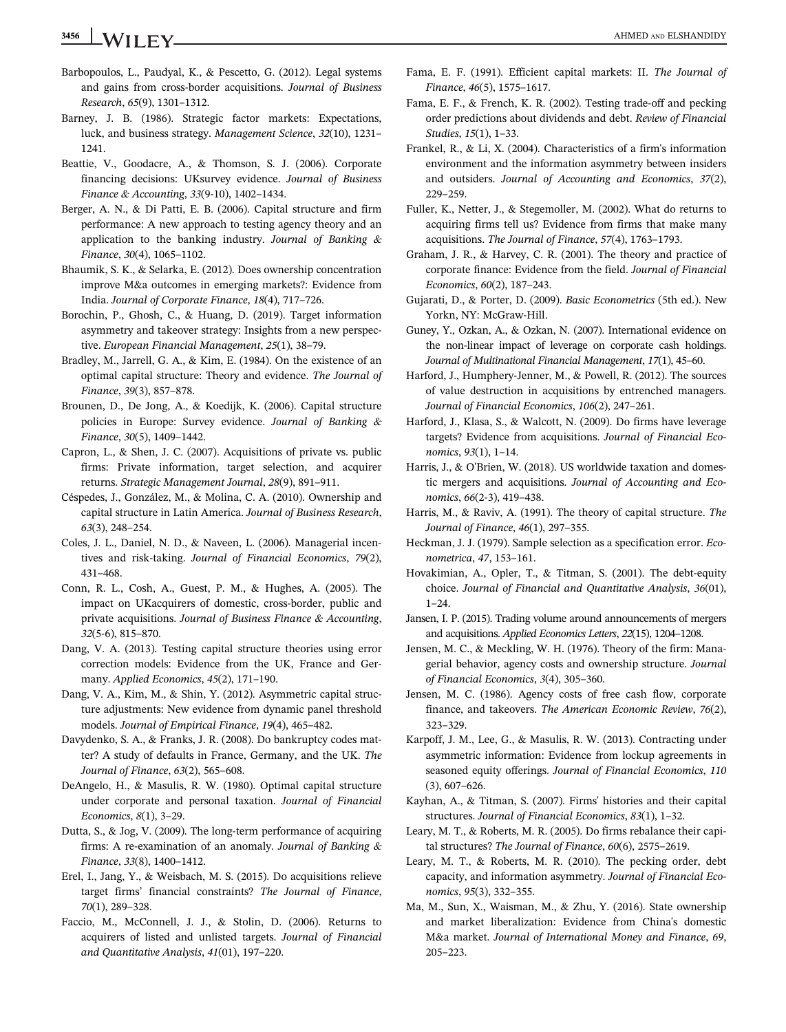Barbopoulos, L., Paudyal, K., & Pescetto, G. (2012). Legal systems and gains from cross-border acquisitions. *Journal of Business Research*, *65*(9), 1301–1312.

Barney, J. B. (1986). Strategic factor markets: Expectations, luck, and business strategy. *Management Science*, *32*(10), 1231–1241.

Beattie, V., Goodacre, A., & Thomson, S. J. (2006). Corporate financing decisions: UKsurvey evidence. *Journal of Business Finance & Accounting*, *33*(9-10), 1402–1434.

Berger, A. N., & Di Patti, E. B. (2006). Capital structure and firm performance: A new approach to testing agency theory and an application to the banking industry. *Journal of Banking & Finance*, *30*(4), 1065–1102.

Bhaumik, S. K., & Selarka, E. (2012). Does ownership concentration improve M&a outcomes in emerging markets?: Evidence from India. *Journal of Corporate Finance*, *18*(4), 717–726.

Borochin, P., Ghosh, C., & Huang, D. (2019). Target information asymmetry and takeover strategy: Insights from a new perspective. *European Financial Management*, *25*(1), 38–79.

Bradley, M., Jarrell, G. A., & Kim, E. (1984). On the existence of an optimal capital structure: Theory and evidence. *The Journal of Finance*, *39*(3), 857–878.

Brounen, D., De Jong, A., & Koedijk, K. (2006). Capital structure policies in Europe: Survey evidence. *Journal of Banking & Finance*, *30*(5), 1409–1442.

Capron, L., & Shen, J. C. (2007). Acquisitions of private vs. public firms: Private information, target selection, and acquirer returns. *Strategic Management Journal*, *28*(9), 891–911.

Céspedes, J., González, M., & Molina, C. A. (2010). Ownership and capital structure in Latin America. *Journal of Business Research*, *63*(3), 248–254.

Coles, J. L., Daniel, N. D., & Naveen, L. (2006). Managerial incentives and risk-taking. *Journal of Financial Economics*, *79*(2), 431–468.

Conn, R. L., Cosh, A., Guest, P. M., & Hughes, A. (2005). The impact on UKacquirers of domestic, cross-border, public and private acquisitions. *Journal of Business Finance & Accounting*, *32*(5-6), 815–870.

Dang, V. A. (2013). Testing capital structure theories using error correction models: Evidence from the UK, France and Germany. *Applied Economics*, *45*(2), 171–190.

Dang, V. A., Kim, M., & Shin, Y. (2012). Asymmetric capital structure adjustments: New evidence from dynamic panel threshold models. *Journal of Empirical Finance*, *19*(4), 465–482.

Davydenko, S. A., & Franks, J. R. (2008). Do bankruptcy codes matter? A study of defaults in France, Germany, and the UK. *The Journal of Finance*, *63*(2), 565–608.

DeAngelo, H., & Masulis, R. W. (1980). Optimal capital structure under corporate and personal taxation. *Journal of Financial Economics*, *8*(1), 3–29.

Dutta, S., & Jog, V. (2009). The long-term performance of acquiring firms: A re-examination of an anomaly. *Journal of Banking & Finance*, *33*(8), 1400–1412.

Erel, I., Jang, Y., & Weisbach, M. S. (2015). Do acquisitions relieve target firms' financial constraints? *The Journal of Finance*, *70*(1), 289–328.

Faccio, M., McConnell, J. J., & Stolin, D. (2006). Returns to acquirers of listed and unlisted targets. *Journal of Financial and Quantitative Analysis*, *41*(01), 197–220.

Fama, E. F. (1991). Efficient capital markets: II. *The Journal of Finance*, *46*(5), 1575–1617.

Fama, E. F., & French, K. R. (2002). Testing trade-off and pecking order predictions about dividends and debt. *Review of Financial Studies*, *15*(1), 1–33.

Frankel, R., & Li, X. (2004). Characteristics of a firm's information environment and the information asymmetry between insiders and outsiders. *Journal of Accounting and Economics*, *37*(2), 229–259.

Fuller, K., Netter, J., & Stegemoller, M. (2002). What do returns to acquiring firms tell us? Evidence from firms that make many acquisitions. *The Journal of Finance*, *57*(4), 1763–1793.

Graham, J. R., & Harvey, C. R. (2001). The theory and practice of corporate finance: Evidence from the field. *Journal of Financial Economics*, *60*(2), 187–243.

Gujarati, D., & Porter, D. (2009). *Basic Econometrics* (5th ed.). New Yorkn, NY: McGraw-Hill.

Guney, Y., Ozkan, A., & Ozkan, N. (2007). International evidence on the non-linear impact of leverage on corporate cash holdings. *Journal of Multinational Financial Management*, *17*(1), 45–60.

Harford, J., Humphery-Jenner, M., & Powell, R. (2012). The sources of value destruction in acquisitions by entrenched managers. *Journal of Financial Economics*, *106*(2), 247–261.

Harford, J., Klasa, S., & Walcott, N. (2009). Do firms have leverage targets? Evidence from acquisitions. *Journal of Financial Economics*, *93*(1), 1–14.

Harris, J., & O'Brien, W. (2018). US worldwide taxation and domestic mergers and acquisitions. *Journal of Accounting and Economics*, *66*(2-3), 419–438.

Harris, M., & Raviv, A. (1991). The theory of capital structure. *The Journal of Finance*, *46*(1), 297–355.

Heckman, J. J. (1979). Sample selection as a specification error. *Econometrica*, *47*, 153–161.

Hovakimian, A., Opler, T., & Titman, S. (2001). The debt-equity choice. *Journal of Financial and Quantitative Analysis*, *36*(01), 1–24.

Jansen, I. P. (2015). Trading volume around announcements of mergers and acquisitions. *Applied Economics Letters*, *22*(15), 1204–1208.

Jensen, M. C., & Meckling, W. H. (1976). Theory of the firm: Managerial behavior, agency costs and ownership structure. *Journal of Financial Economics*, *3*(4), 305–360.

Jensen, M. C. (1986). Agency costs of free cash flow, corporate finance, and takeovers. *The American Economic Review*, *76*(2), 323–329.

Karpoff, J. M., Lee, G., & Masulis, R. W. (2013). Contracting under asymmetric information: Evidence from lockup agreements in seasoned equity offerings. *Journal of Financial Economics*, *110*(3), 607–626.

Kayhan, A., & Titman, S. (2007). Firms' histories and their capital structures. *Journal of Financial Economics*, *83*(1), 1–32.

Leary, M. T., & Roberts, M. R. (2005). Do firms rebalance their capital structures? *The Journal of Finance*, *60*(6), 2575–2619.

Leary, M. T., & Roberts, M. R. (2010). The pecking order, debt capacity, and information asymmetry. *Journal of Financial Economics*, *95*(3), 332–355.

Ma, M., Sun, X., Waisman, M., & Zhu, Y. (2016). State ownership and market liberalization: Evidence from China's domestic M&a market. *Journal of International Money and Finance*, *69*, 205–223.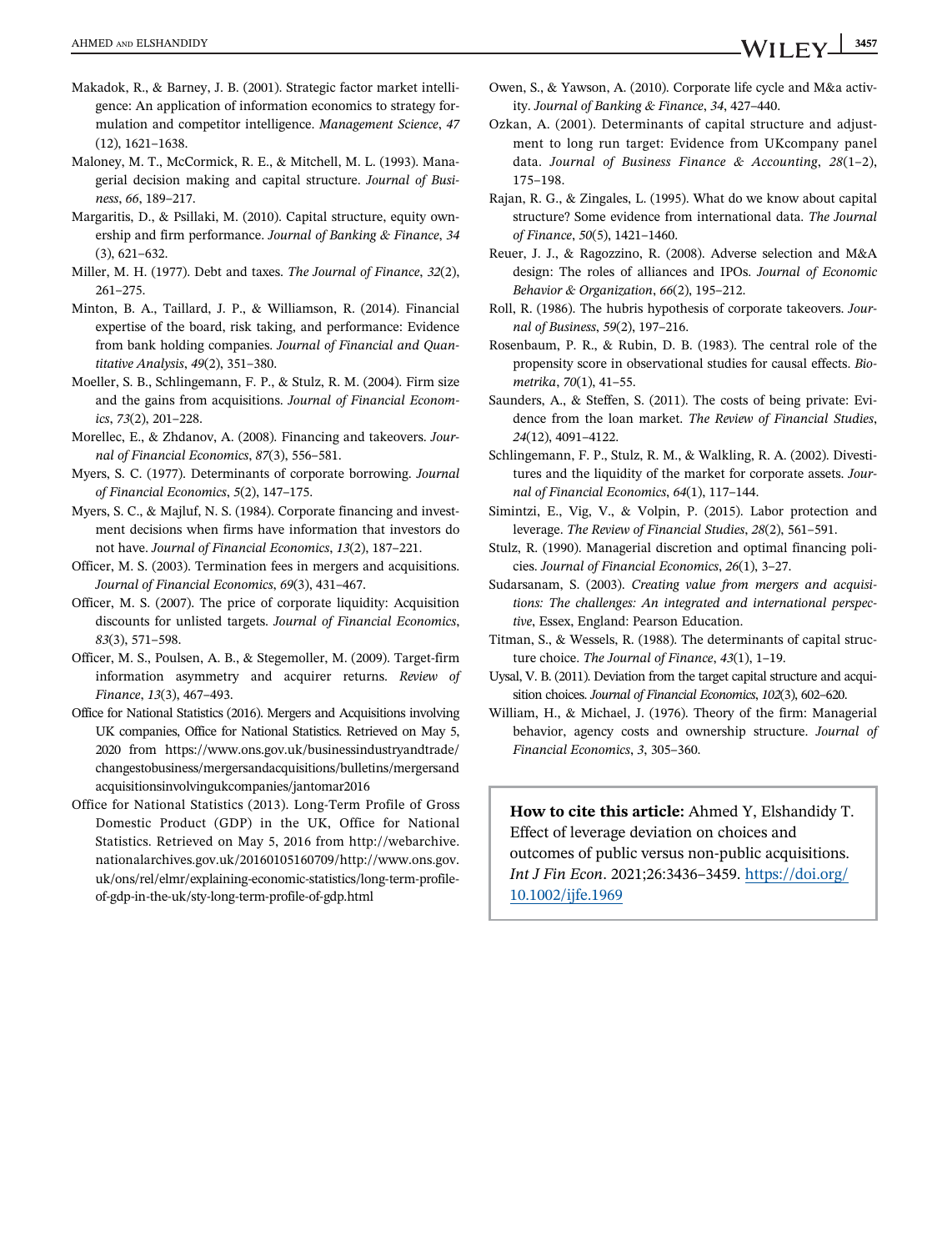Makadok, R., & Barney, J. B. (2001). Strategic factor market intelligence: An application of information economics to strategy formulation and competitor intelligence. *Management Science*, *47*(12), 1621–1638.

Maloney, M. T., McCormick, R. E., & Mitchell, M. L. (1993). Managerial decision making and capital structure. *Journal of Business*, *66*, 189–217.

Margaritis, D., & Psillaki, M. (2010). Capital structure, equity ownership and firm performance. *Journal of Banking & Finance*, *34*(3), 621–632.

Miller, M. H. (1977). Debt and taxes. *The Journal of Finance*, *32*(2), 261–275.

Minton, B. A., Taillard, J. P., & Williamson, R. (2014). Financial expertise of the board, risk taking, and performance: Evidence from bank holding companies. *Journal of Financial and Quantitative Analysis*, *49*(2), 351–380.

Moeller, S. B., Schlingemann, F. P., & Stulz, R. M. (2004). Firm size and the gains from acquisitions. *Journal of Financial Economics*, *73*(2), 201–228.

Morellec, E., & Zhdanov, A. (2008). Financing and takeovers. *Journal of Financial Economics*, *87*(3), 556–581.

Myers, S. C. (1977). Determinants of corporate borrowing. *Journal of Financial Economics*, *5*(2), 147–175.

Myers, S. C., & Majluf, N. S. (1984). Corporate financing and investment decisions when firms have information that investors do not have. *Journal of Financial Economics*, *13*(2), 187–221.

Officer, M. S. (2003). Termination fees in mergers and acquisitions. *Journal of Financial Economics*, *69*(3), 431–467.

Officer, M. S. (2007). The price of corporate liquidity: Acquisition discounts for unlisted targets. *Journal of Financial Economics*, *83*(3), 571–598.

Officer, M. S., Poulsen, A. B., & Stegemoller, M. (2009). Target-firm information asymmetry and acquirer returns. *Review of Finance*, *13*(3), 467–493.

Office for National Statistics (2016). Mergers and Acquisitions involving UK companies, Office for National Statistics. Retrieved on May 5, 2020 from https://www.ons.gov.uk/businessindustryandtrade/changestobusiness/mergersandacquisitions/bulletins/mergersandacquisitionsinvolvingukcompanies/jantomar2016

Office for National Statistics (2013). Long-Term Profile of Gross Domestic Product (GDP) in the UK, Office for National Statistics. Retrieved on May 5, 2016 from http://webarchive.nationalarchives.gov.uk/20160105160709/http://www.ons.gov.uk/ons/rel/elmr/explaining-economic-statistics/long-term-profile-of-gdp-in-the-uk/sty-long-term-profile-of-gdp.html

Owen, S., & Yawson, A. (2010). Corporate life cycle and M&a activity. *Journal of Banking & Finance*, *34*, 427–440.

Ozkan, A. (2001). Determinants of capital structure and adjustment to long run target: Evidence from UKcompany panel data. *Journal of Business Finance & Accounting*, *28*(1–2), 175–198.

Rajan, R. G., & Zingales, L. (1995). What do we know about capital structure? Some evidence from international data. *The Journal of Finance*, *50*(5), 1421–1460.

Reuer, J. J., & Ragozzino, R. (2008). Adverse selection and M&A design: The roles of alliances and IPOs. *Journal of Economic Behavior & Organization*, *66*(2), 195–212.

Roll, R. (1986). The hubris hypothesis of corporate takeovers. *Journal of Business*, *59*(2), 197–216.

Rosenbaum, P. R., & Rubin, D. B. (1983). The central role of the propensity score in observational studies for causal effects. *Biometrika*, *70*(1), 41–55.

Saunders, A., & Steffen, S. (2011). The costs of being private: Evidence from the loan market. *The Review of Financial Studies*, *24*(12), 4091–4122.

Schlingemann, F. P., Stulz, R. M., & Walkling, R. A. (2002). Divestitures and the liquidity of the market for corporate assets. *Journal of Financial Economics*, *64*(1), 117–144.

Simintzi, E., Vig, V., & Volpin, P. (2015). Labor protection and leverage. *The Review of Financial Studies*, *28*(2), 561–591.

Stulz, R. (1990). Managerial discretion and optimal financing policies. *Journal of Financial Economics*, *26*(1), 3–27.

Sudarsanam, S. (2003). *Creating value from mergers and acquisitions: The challenges: An integrated and international perspective*, Essex, England: Pearson Education.

Titman, S., & Wessels, R. (1988). The determinants of capital structure choice. *The Journal of Finance*, *43*(1), 1–19.

Uysal, V. B. (2011). Deviation from the target capital structure and acquisition choices. *Journal of Financial Economics*, *102*(3), 602–620.

William, H., & Michael, J. (1976). Theory of the firm: Managerial behavior, agency costs and ownership structure. *Journal of Financial Economics*, *3*, 305–360.

**How to cite this article:** Ahmed Y, Elshandidy T. Effect of leverage deviation on choices and outcomes of public versus non-public acquisitions. *Int J Fin Econ*. 2021;26:3436–3459. https://doi.org/10.1002/ijfe.1969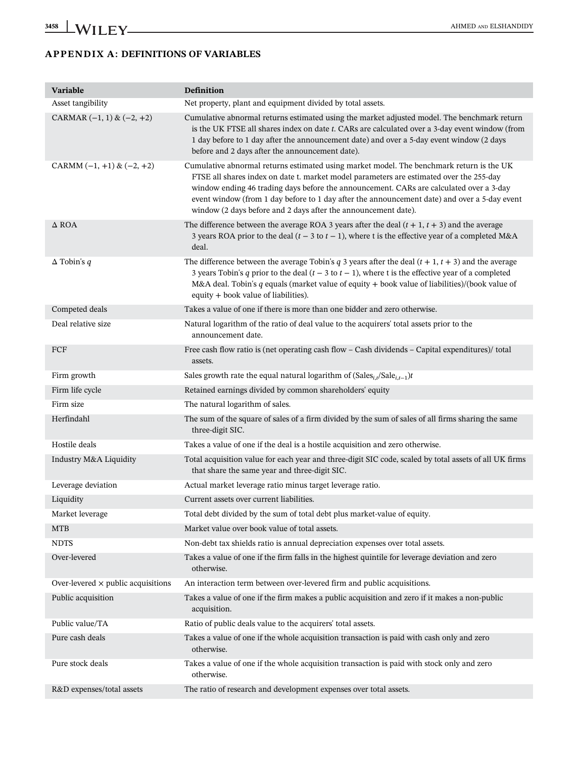## APPENDIX A: DEFINITIONS OF VARIABLES

| Variable | Definition |
|---|---|
| Asset tangibility | Net property, plant and equipment divided by total assets. |
| CARMAR (−1, 1) & (−2, +2) | Cumulative abnormal returns estimated using the market adjusted model. The benchmark return is the UK FTSE all shares index on date *t*. CARs are calculated over a 3-day event window (from 1 day before to 1 day after the announcement date) and over a 5-day event window (2 days before and 2 days after the announcement date). |
| CARMM (−1, +1) & (−2, +2) | Cumulative abnormal returns estimated using market model. The benchmark return is the UK FTSE all shares index on date t. market model parameters are estimated over the 255-day window ending 46 trading days before the announcement. CARs are calculated over a 3-day event window (from 1 day before to 1 day after the announcement date) and over a 5-day event window (2 days before and 2 days after the announcement date). |
| Δ ROA | The difference between the average ROA 3 years after the deal ($t + 1$, $t + 3$) and the average 3 years ROA prior to the deal ($t - 3$ to $t - 1$), where t is the effective year of a completed M&A deal. |
| Δ Tobin's *q* | The difference between the average Tobin's *q* 3 years after the deal ($t + 1$, $t + 3$) and the average 3 years Tobin's *q* prior to the deal ($t - 3$ to $t - 1$), where t is the effective year of a completed M&A deal. Tobin's *q* equals (market value of equity + book value of liabilities)/(book value of equity + book value of liabilities). |
| Competed deals | Takes a value of one if there is more than one bidder and zero otherwise. |
| Deal relative size | Natural logarithm of the ratio of deal value to the acquirers' total assets prior to the announcement date. |
| FCF | Free cash flow ratio is (net operating cash flow – Cash dividends – Capital expenditures)/ total assets. |
| Firm growth | Sales growth rate the equal natural logarithm of $(\text{Sales}_{i,t}/\text{Sale}_{i,t-1})t$ |
| Firm life cycle | Retained earnings divided by common shareholders' equity |
| Firm size | The natural logarithm of sales. |
| Herfindahl | The sum of the square of sales of a firm divided by the sum of sales of all firms sharing the same three-digit SIC. |
| Hostile deals | Takes a value of one if the deal is a hostile acquisition and zero otherwise. |
| Industry M&A Liquidity | Total acquisition value for each year and three-digit SIC code, scaled by total assets of all UK firms that share the same year and three-digit SIC. |
| Leverage deviation | Actual market leverage ratio minus target leverage ratio. |
| Liquidity | Current assets over current liabilities. |
| Market leverage | Total debt divided by the sum of total debt plus market-value of equity. |
| MTB | Market value over book value of total assets. |
| NDTS | Non-debt tax shields ratio is annual depreciation expenses over total assets. |
| Over-levered | Takes a value of one if the firm falls in the highest quintile for leverage deviation and zero otherwise. |
| Over-levered × public acquisitions | An interaction term between over-levered firm and public acquisitions. |
| Public acquisition | Takes a value of one if the firm makes a public acquisition and zero if it makes a non-public acquisition. |
| Public value/TA | Ratio of public deals value to the acquirers' total assets. |
| Pure cash deals | Takes a value of one if the whole acquisition transaction is paid with cash only and zero otherwise. |
| Pure stock deals | Takes a value of one if the whole acquisition transaction is paid with stock only and zero otherwise. |
| R&D expenses/total assets | The ratio of research and development expenses over total assets. |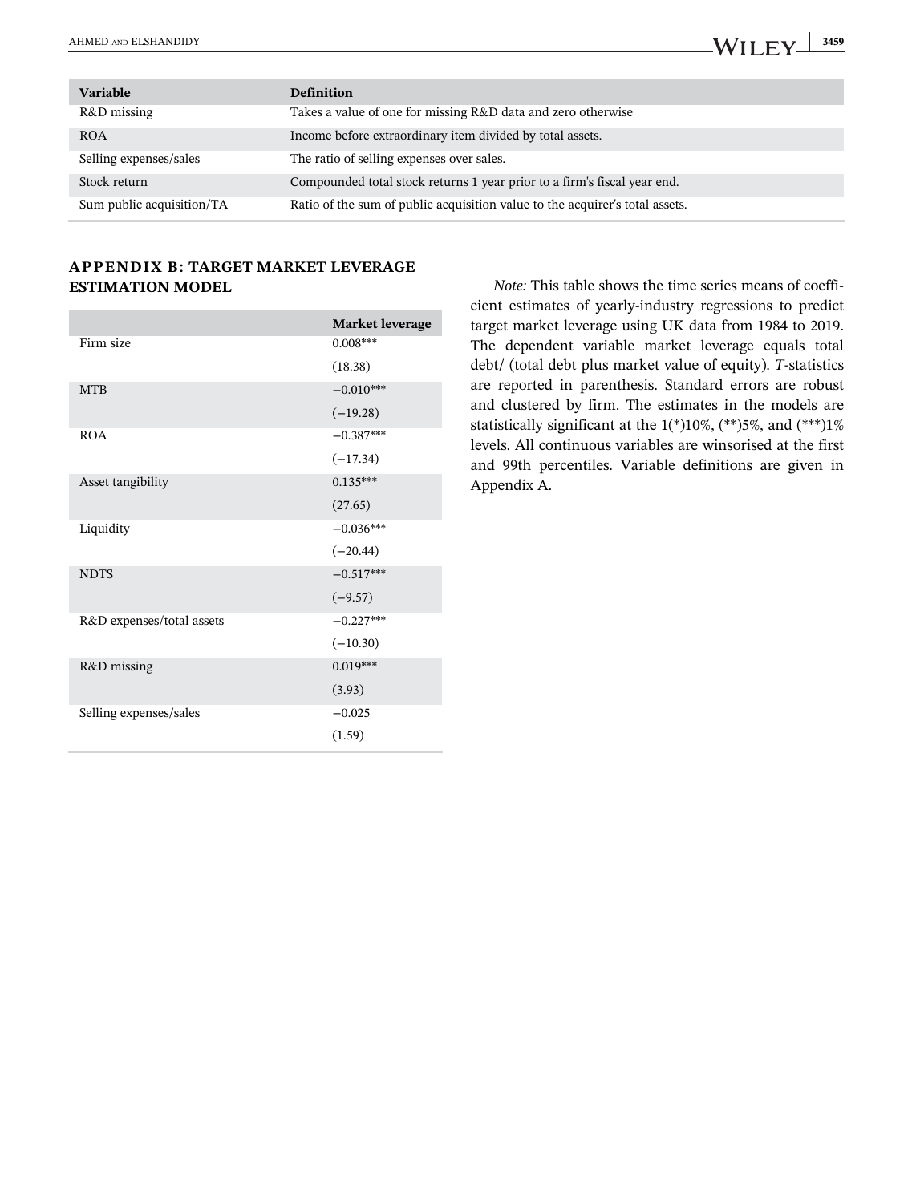| Variable | Definition |
| --- | --- |
| R&D missing | Takes a value of one for missing R&D data and zero otherwise |
| ROA | Income before extraordinary item divided by total assets. |
| Selling expenses/sales | The ratio of selling expenses over sales. |
| Stock return | Compounded total stock returns 1 year prior to a firm's fiscal year end. |
| Sum public acquisition/TA | Ratio of the sum of public acquisition value to the acquirer's total assets. |

## APPENDIX B: TARGET MARKET LEVERAGE ESTIMATION MODEL

| | Market leverage |
| --- | --- |
| Firm size | 0.008*** |
| | (18.38) |
| MTB | −0.010*** |
| | (−19.28) |
| ROA | −0.387*** |
| | (−17.34) |
| Asset tangibility | 0.135*** |
| | (27.65) |
| Liquidity | −0.036*** |
| | (−20.44) |
| NDTS | −0.517*** |
| | (−9.57) |
| R&D expenses/total assets | −0.227*** |
| | (−10.30) |
| R&D missing | 0.019*** |
| | (3.93) |
| Selling expenses/sales | −0.025 |
| | (1.59) |

*Note:* This table shows the time series means of coefficient estimates of yearly-industry regressions to predict target market leverage using UK data from 1984 to 2019. The dependent variable market leverage equals total debt/ (total debt plus market value of equity). *T*-statistics are reported in parenthesis. Standard errors are robust and clustered by firm. The estimates in the models are statistically significant at the 1(*)10%, (**)5%, and (***)1% levels. All continuous variables are winsorised at the first and 99th percentiles. Variable definitions are given in Appendix A.